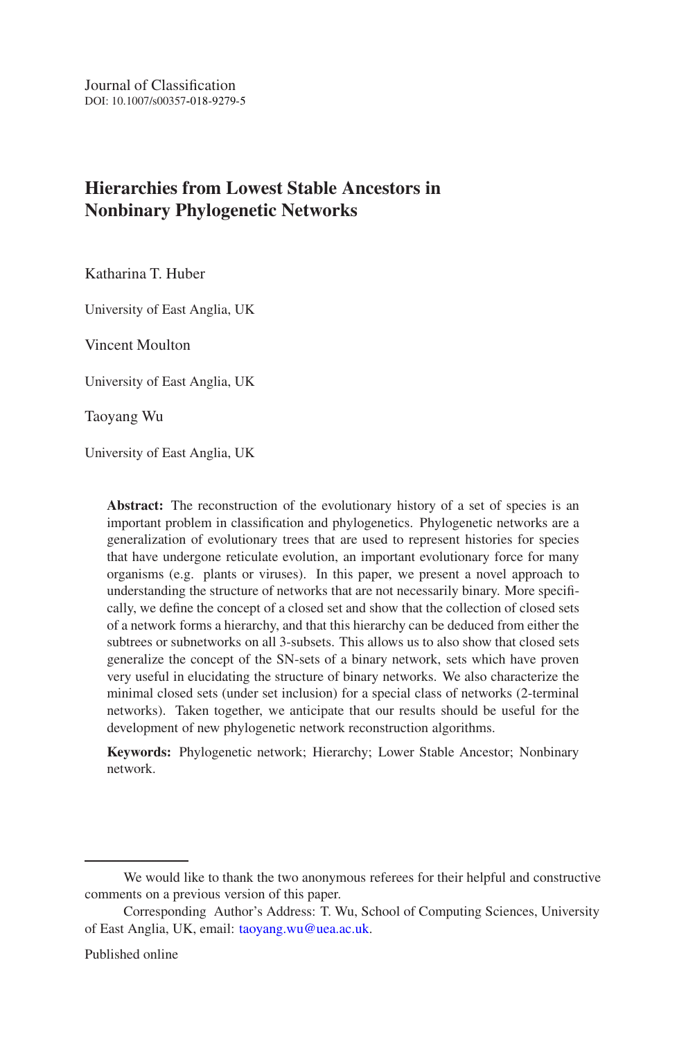Journal of Classification
DOI: 10.1007/s00357-018-9279-5

# Hierarchies from Lowest Stable Ancestors in Nonbinary Phylogenetic Networks

Katharina T. Huber

University of East Anglia, UK

Vincent Moulton

University of East Anglia, UK

Taoyang Wu

University of East Anglia, UK

**Abstract:** The reconstruction of the evolutionary history of a set of species is an important problem in classification and phylogenetics. Phylogenetic networks are a generalization of evolutionary trees that are used to represent histories for species that have undergone reticulate evolution, an important evolutionary force for many organisms (e.g. plants or viruses). In this paper, we present a novel approach to understanding the structure of networks that are not necessarily binary. More specifically, we define the concept of a closed set and show that the collection of closed sets of a network forms a hierarchy, and that this hierarchy can be deduced from either the subtrees or subnetworks on all 3-subsets. This allows us to also show that closed sets generalize the concept of the SN-sets of a binary network, sets which have proven very useful in elucidating the structure of binary networks. We also characterize the minimal closed sets (under set inclusion) for a special class of networks (2-terminal networks). Taken together, we anticipate that our results should be useful for the development of new phylogenetic network reconstruction algorithms.

**Keywords:** Phylogenetic network; Hierarchy; Lower Stable Ancestor; Nonbinary network.

---

We would like to thank the two anonymous referees for their helpful and constructive comments on a previous version of this paper.

Corresponding Author's Address: T. Wu, School of Computing Sciences, University of East Anglia, UK, email: taoyang.wu@uea.ac.uk.

Published online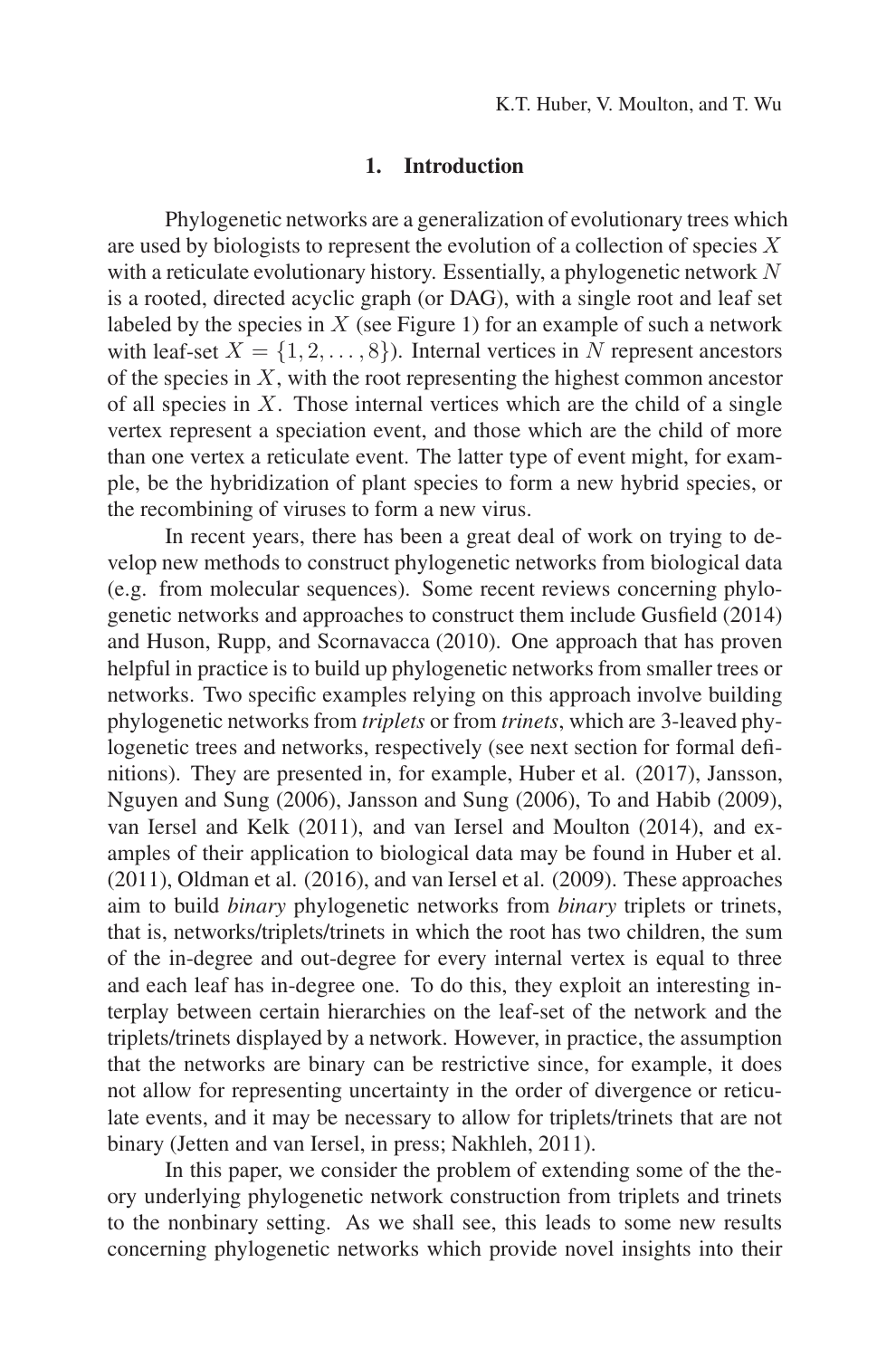## 1. Introduction

Phylogenetic networks are a generalization of evolutionary trees which are used by biologists to represent the evolution of a collection of species $X$ with a reticulate evolutionary history. Essentially, a phylogenetic network $N$ is a rooted, directed acyclic graph (or DAG), with a single root and leaf set labeled by the species in $X$ (see Figure 1) for an example of such a network with leaf-set $X = \{1, 2, \ldots, 8\}$). Internal vertices in $N$ represent ancestors of the species in $X$, with the root representing the highest common ancestor of all species in $X$. Those internal vertices which are the child of a single vertex represent a speciation event, and those which are the child of more than one vertex a reticulate event. The latter type of event might, for example, be the hybridization of plant species to form a new hybrid species, or the recombining of viruses to form a new virus.

In recent years, there has been a great deal of work on trying to develop new methods to construct phylogenetic networks from biological data (e.g. from molecular sequences). Some recent reviews concerning phylogenetic networks and approaches to construct them include Gusfield (2014) and Huson, Rupp, and Scornavacca (2010). One approach that has proven helpful in practice is to build up phylogenetic networks from smaller trees or networks. Two specific examples relying on this approach involve building phylogenetic networks from *triplets* or from *trinets*, which are 3-leaved phylogenetic trees and networks, respectively (see next section for formal definitions). They are presented in, for example, Huber et al. (2017), Jansson, Nguyen and Sung (2006), Jansson and Sung (2006), To and Habib (2009), van Iersel and Kelk (2011), and van Iersel and Moulton (2014), and examples of their application to biological data may be found in Huber et al. (2011), Oldman et al. (2016), and van Iersel et al. (2009). These approaches aim to build *binary* phylogenetic networks from *binary* triplets or trinets, that is, networks/triplets/trinets in which the root has two children, the sum of the in-degree and out-degree for every internal vertex is equal to three and each leaf has in-degree one. To do this, they exploit an interesting interplay between certain hierarchies on the leaf-set of the network and the triplets/trinets displayed by a network. However, in practice, the assumption that the networks are binary can be restrictive since, for example, it does not allow for representing uncertainty in the order of divergence or reticulate events, and it may be necessary to allow for triplets/trinets that are not binary (Jetten and van Iersel, in press; Nakhleh, 2011).

In this paper, we consider the problem of extending some of the theory underlying phylogenetic network construction from triplets and trinets to the nonbinary setting. As we shall see, this leads to some new results concerning phylogenetic networks which provide novel insights into their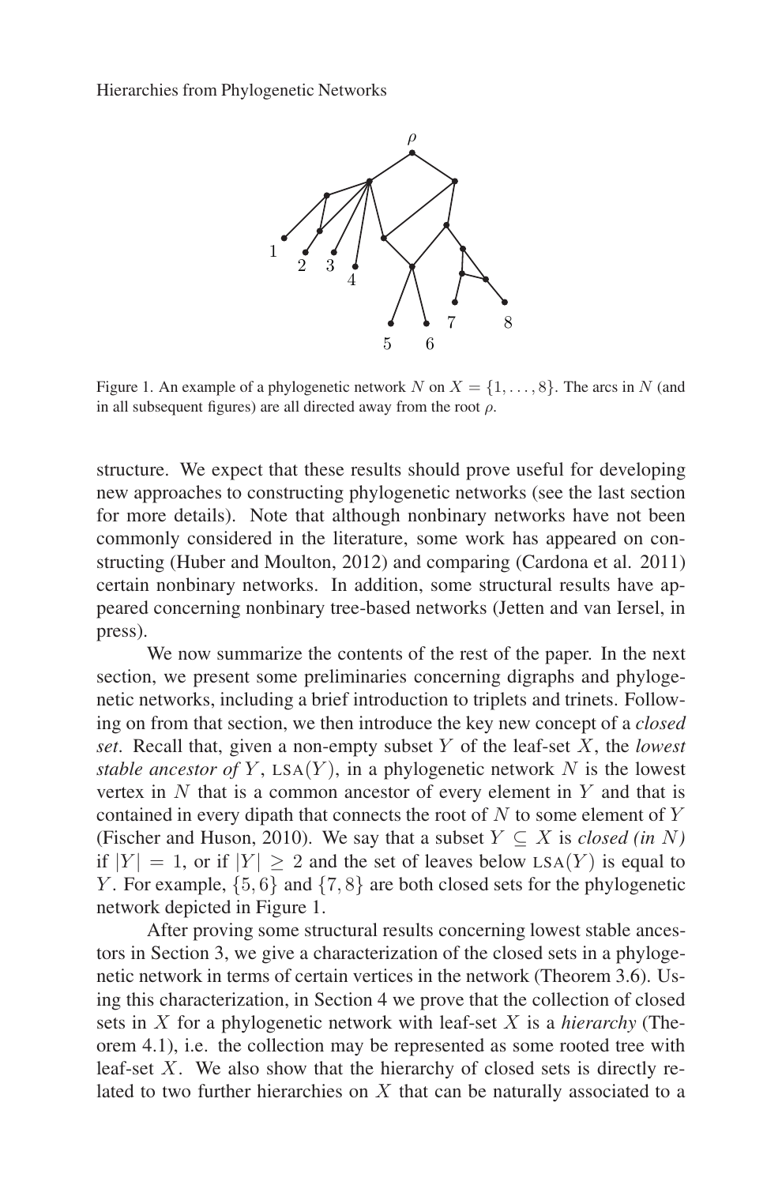Figure 1. An example of a phylogenetic network $N$ on $X = \{1, \dots, 8\}$. The arcs in $N$ (and in all subsequent figures) are all directed away from the root $\rho$.

structure. We expect that these results should prove useful for developing new approaches to constructing phylogenetic networks (see the last section for more details). Note that although nonbinary networks have not been commonly considered in the literature, some work has appeared on constructing (Huber and Moulton, 2012) and comparing (Cardona et al. 2011) certain nonbinary networks. In addition, some structural results have appeared concerning nonbinary tree-based networks (Jetten and van Iersel, in press).

We now summarize the contents of the rest of the paper. In the next section, we present some preliminaries concerning digraphs and phylogenetic networks, including a brief introduction to triplets and trinets. Following on from that section, we then introduce the key new concept of a *closed set*. Recall that, given a non-empty subset $Y$ of the leaf-set $X$, the *lowest stable ancestor of* $Y$, $\text{LSA}(Y)$, in a phylogenetic network $N$ is the lowest vertex in $N$ that is a common ancestor of every element in $Y$ and that is contained in every dipath that connects the root of $N$ to some element of $Y$ (Fischer and Huson, 2010). We say that a subset $Y \subseteq X$ is *closed (in $N$)* if $|Y| = 1$, or if $|Y| \geq 2$ and the set of leaves below $\text{LSA}(Y)$ is equal to $Y$. For example, $\{5, 6\}$ and $\{7, 8\}$ are both closed sets for the phylogenetic network depicted in Figure 1.

After proving some structural results concerning lowest stable ancestors in Section 3, we give a characterization of the closed sets in a phylogenetic network in terms of certain vertices in the network (Theorem 3.6). Using this characterization, in Section 4 we prove that the collection of closed sets in $X$ for a phylogenetic network with leaf-set $X$ is a *hierarchy* (Theorem 4.1), i.e. the collection may be represented as some rooted tree with leaf-set $X$. We also show that the hierarchy of closed sets is directly related to two further hierarchies on $X$ that can be naturally associated to a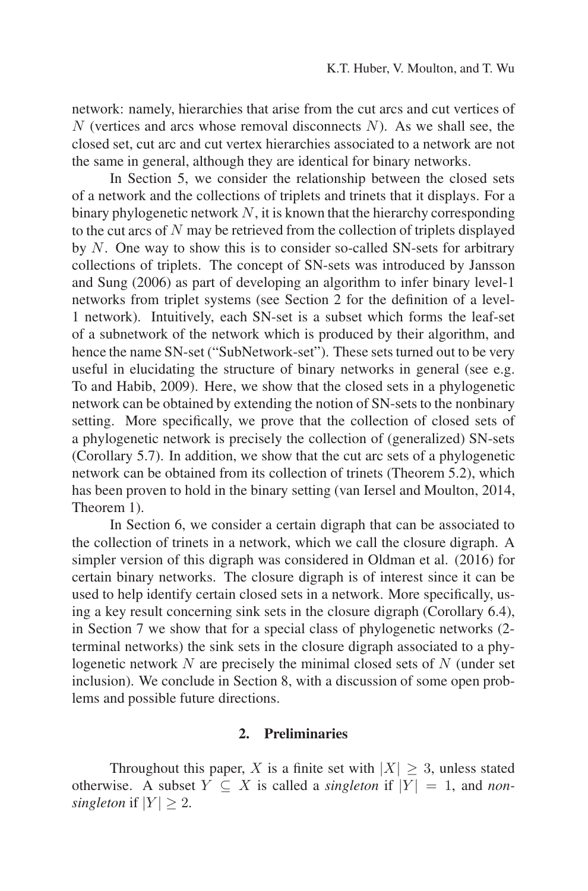network: namely, hierarchies that arise from the cut arcs and cut vertices of $N$ (vertices and arcs whose removal disconnects $N$). As we shall see, the closed set, cut arc and cut vertex hierarchies associated to a network are not the same in general, although they are identical for binary networks.

In Section 5, we consider the relationship between the closed sets of a network and the collections of triplets and trinets that it displays. For a binary phylogenetic network $N$, it is known that the hierarchy corresponding to the cut arcs of $N$ may be retrieved from the collection of triplets displayed by $N$. One way to show this is to consider so-called SN-sets for arbitrary collections of triplets. The concept of SN-sets was introduced by Jansson and Sung (2006) as part of developing an algorithm to infer binary level-1 networks from triplet systems (see Section 2 for the definition of a level-1 network). Intuitively, each SN-set is a subset which forms the leaf-set of a subnetwork of the network which is produced by their algorithm, and hence the name SN-set ("SubNetwork-set"). These sets turned out to be very useful in elucidating the structure of binary networks in general (see e.g. To and Habib, 2009). Here, we show that the closed sets in a phylogenetic network can be obtained by extending the notion of SN-sets to the nonbinary setting. More specifically, we prove that the collection of closed sets of a phylogenetic network is precisely the collection of (generalized) SN-sets (Corollary 5.7). In addition, we show that the cut arc sets of a phylogenetic network can be obtained from its collection of trinets (Theorem 5.2), which has been proven to hold in the binary setting (van Iersel and Moulton, 2014, Theorem 1).

In Section 6, we consider a certain digraph that can be associated to the collection of trinets in a network, which we call the closure digraph. A simpler version of this digraph was considered in Oldman et al. (2016) for certain binary networks. The closure digraph is of interest since it can be used to help identify certain closed sets in a network. More specifically, using a key result concerning sink sets in the closure digraph (Corollary 6.4), in Section 7 we show that for a special class of phylogenetic networks (2-terminal networks) the sink sets in the closure digraph associated to a phylogenetic network $N$ are precisely the minimal closed sets of $N$ (under set inclusion). We conclude in Section 8, with a discussion of some open problems and possible future directions.

## 2. Preliminaries

Throughout this paper, $X$ is a finite set with $|X| \geq 3$, unless stated otherwise. A subset $Y \subseteq X$ is called a *singleton* if $|Y| = 1$, and *non-singleton* if $|Y| \geq 2$.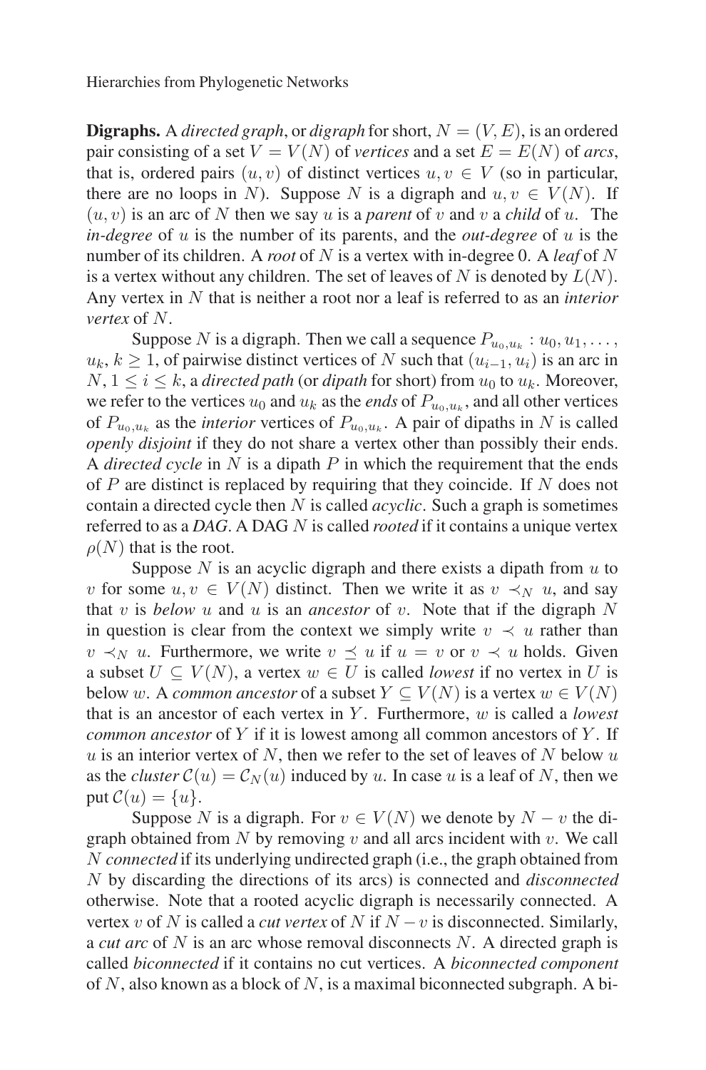**Digraphs.** A *directed graph*, or *digraph* for short, $N = (V, E)$, is an ordered pair consisting of a set $V = V(N)$ of *vertices* and a set $E = E(N)$ of *arcs*, that is, ordered pairs $(u, v)$ of distinct vertices $u, v \in V$ (so in particular, there are no loops in $N$). Suppose $N$ is a digraph and $u, v \in V(N)$. If $(u, v)$ is an arc of $N$ then we say $u$ is a *parent* of $v$ and $v$ a *child* of $u$. The *in-degree* of $u$ is the number of its parents, and the *out-degree* of $u$ is the number of its children. A *root* of $N$ is a vertex with in-degree 0. A *leaf* of $N$ is a vertex without any children. The set of leaves of $N$ is denoted by $L(N)$. Any vertex in $N$ that is neither a root nor a leaf is referred to as an *interior vertex* of $N$.

Suppose $N$ is a digraph. Then we call a sequence $P_{u_0,u_k} : u_0, u_1, \ldots, u_k$, $k \geq 1$, of pairwise distinct vertices of $N$ such that $(u_{i-1}, u_i)$ is an arc in $N$, $1 \leq i \leq k$, a *directed path* (or *dipath* for short) from $u_0$ to $u_k$. Moreover, we refer to the vertices $u_0$ and $u_k$ as the *ends* of $P_{u_0,u_k}$, and all other vertices of $P_{u_0,u_k}$ as the *interior* vertices of $P_{u_0,u_k}$. A pair of dipaths in $N$ is called *openly disjoint* if they do not share a vertex other than possibly their ends. A *directed cycle* in $N$ is a dipath $P$ in which the requirement that the ends of $P$ are distinct is replaced by requiring that they coincide. If $N$ does not contain a directed cycle then $N$ is called *acyclic*. Such a graph is sometimes referred to as a *DAG*. A DAG $N$ is called *rooted* if it contains a unique vertex $\rho(N)$ that is the root.

Suppose $N$ is an acyclic digraph and there exists a dipath from $u$ to $v$ for some $u, v \in V(N)$ distinct. Then we write it as $v \prec_N u$, and say that $v$ is *below* $u$ and $u$ is an *ancestor* of $v$. Note that if the digraph $N$ in question is clear from the context we simply write $v \prec u$ rather than $v \prec_N u$. Furthermore, we write $v \preceq u$ if $u = v$ or $v \prec u$ holds. Given a subset $U \subseteq V(N)$, a vertex $w \in U$ is called *lowest* if no vertex in $U$ is below $w$. A *common ancestor* of a subset $Y \subseteq V(N)$ is a vertex $w \in V(N)$ that is an ancestor of each vertex in $Y$. Furthermore, $w$ is called a *lowest common ancestor* of $Y$ if it is lowest among all common ancestors of $Y$. If $u$ is an interior vertex of $N$, then we refer to the set of leaves of $N$ below $u$ as the *cluster* $\mathcal{C}(u) = \mathcal{C}_N(u)$ induced by $u$. In case $u$ is a leaf of $N$, then we put $\mathcal{C}(u) = \{u\}$.

Suppose $N$ is a digraph. For $v \in V(N)$ we denote by $N - v$ the digraph obtained from $N$ by removing $v$ and all arcs incident with $v$. We call $N$ *connected* if its underlying undirected graph (i.e., the graph obtained from $N$ by discarding the directions of its arcs) is connected and *disconnected* otherwise. Note that a rooted acyclic digraph is necessarily connected. A vertex $v$ of $N$ is called a *cut vertex* of $N$ if $N - v$ is disconnected. Similarly, a *cut arc* of $N$ is an arc whose removal disconnects $N$. A directed graph is called *biconnected* if it contains no cut vertices. A *biconnected component* of $N$, also known as a block of $N$, is a maximal biconnected subgraph. A bi-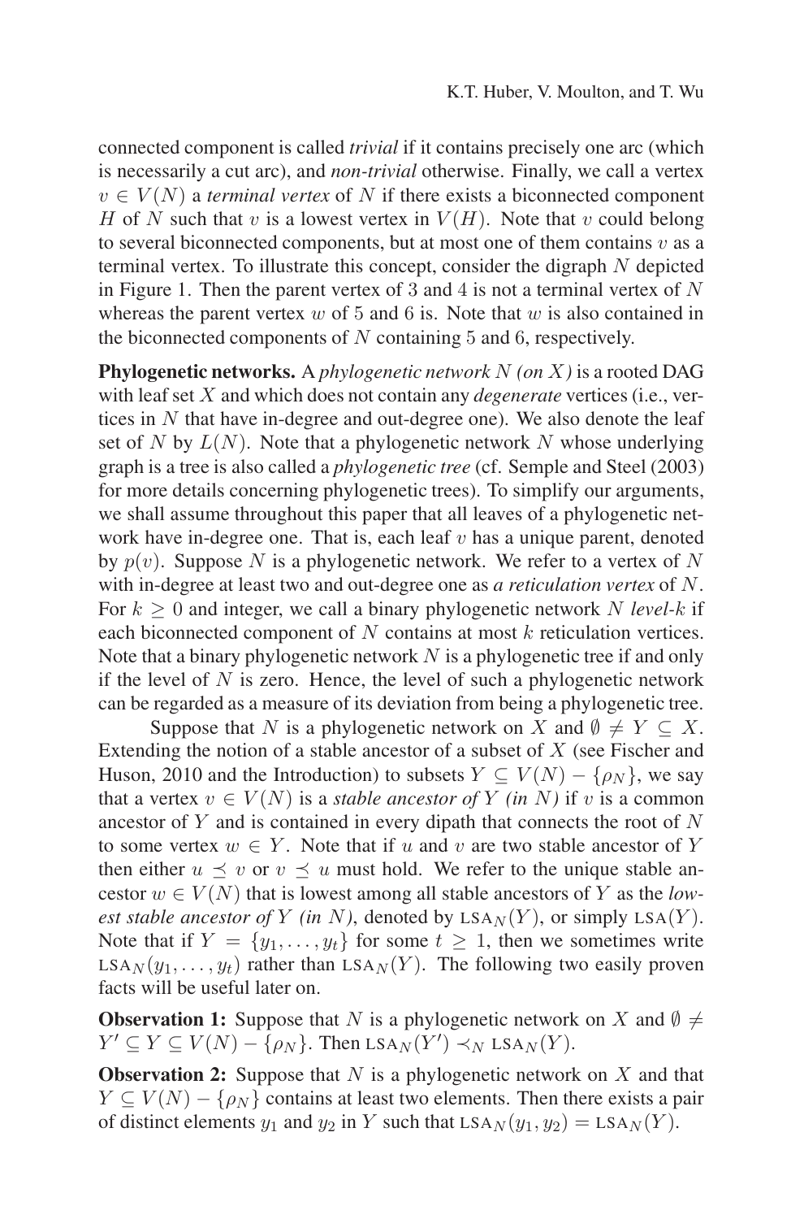connected component is called *trivial* if it contains precisely one arc (which is necessarily a cut arc), and *non-trivial* otherwise. Finally, we call a vertex $v \in V(N)$ a *terminal vertex* of $N$ if there exists a biconnected component $H$ of $N$ such that $v$ is a lowest vertex in $V(H)$. Note that $v$ could belong to several biconnected components, but at most one of them contains $v$ as a terminal vertex. To illustrate this concept, consider the digraph $N$ depicted in Figure 1. Then the parent vertex of 3 and 4 is not a terminal vertex of $N$ whereas the parent vertex $w$ of 5 and 6 is. Note that $w$ is also contained in the biconnected components of $N$ containing 5 and 6, respectively.

**Phylogenetic networks.** A *phylogenetic network $N$ (on $X$)* is a rooted DAG with leaf set $X$ and which does not contain any *degenerate* vertices (i.e., vertices in $N$ that have in-degree and out-degree one). We also denote the leaf set of $N$ by $L(N)$. Note that a phylogenetic network $N$ whose underlying graph is a tree is also called a *phylogenetic tree* (cf. Semple and Steel (2003) for more details concerning phylogenetic trees). To simplify our arguments, we shall assume throughout this paper that all leaves of a phylogenetic network have in-degree one. That is, each leaf $v$ has a unique parent, denoted by $p(v)$. Suppose $N$ is a phylogenetic network. We refer to a vertex of $N$ with in-degree at least two and out-degree one as *a reticulation vertex* of $N$. For $k \geq 0$ and integer, we call a binary phylogenetic network $N$ *level-$k$* if each biconnected component of $N$ contains at most $k$ reticulation vertices. Note that a binary phylogenetic network $N$ is a phylogenetic tree if and only if the level of $N$ is zero. Hence, the level of such a phylogenetic network can be regarded as a measure of its deviation from being a phylogenetic tree.

Suppose that $N$ is a phylogenetic network on $X$ and $\emptyset \neq Y \subseteq X$. Extending the notion of a stable ancestor of a subset of $X$ (see Fischer and Huson, 2010 and the Introduction) to subsets $Y \subseteq V(N) - \{\rho_N\}$, we say that a vertex $v \in V(N)$ is a *stable ancestor of $Y$ (in $N$)* if $v$ is a common ancestor of $Y$ and is contained in every dipath that connects the root of $N$ to some vertex $w \in Y$. Note that if $u$ and $v$ are two stable ancestor of $Y$ then either $u \preceq v$ or $v \preceq u$ must hold. We refer to the unique stable ancestor $w \in V(N)$ that is lowest among all stable ancestors of $Y$ as the *lowest stable ancestor of $Y$ (in $N$)*, denoted by $\text{LSA}_N(Y)$, or simply $\text{LSA}(Y)$. Note that if $Y = \{y_1, \ldots, y_t\}$ for some $t \geq 1$, then we sometimes write $\text{LSA}_N(y_1, \ldots, y_t)$ rather than $\text{LSA}_N(Y)$. The following two easily proven facts will be useful later on.

**Observation 1:** Suppose that $N$ is a phylogenetic network on $X$ and $\emptyset \neq Y' \subseteq Y \subseteq V(N) - \{\rho_N\}$. Then $\text{LSA}_N(Y') \prec_N \text{LSA}_N(Y)$.

**Observation 2:** Suppose that $N$ is a phylogenetic network on $X$ and that $Y \subseteq V(N) - \{\rho_N\}$ contains at least two elements. Then there exists a pair of distinct elements $y_1$ and $y_2$ in $Y$ such that $\text{LSA}_N(y_1, y_2) = \text{LSA}_N(Y)$.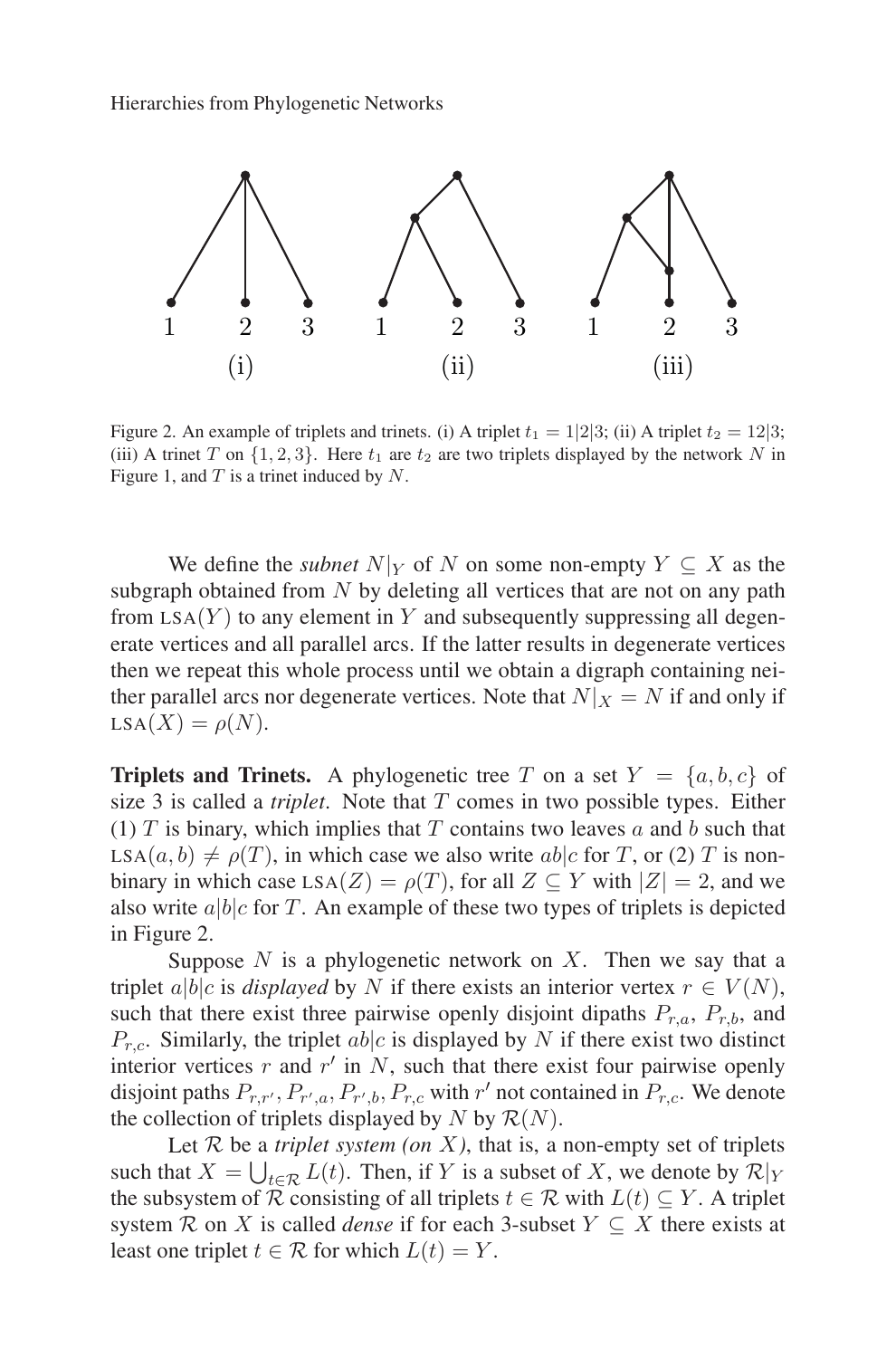Figure 2. An example of triplets and trinets. (i) A triplet $t_1 = 1|2|3$; (ii) A triplet $t_2 = 12|3$; (iii) A trinet $T$ on $\{1, 2, 3\}$. Here $t_1$ are $t_2$ are two triplets displayed by the network $N$ in Figure 1, and $T$ is a trinet induced by $N$.

We define the *subnet* $N|_Y$ of $N$ on some non-empty $Y \subseteq X$ as the subgraph obtained from $N$ by deleting all vertices that are not on any path from $\text{LSA}(Y)$ to any element in $Y$ and subsequently suppressing all degenerate vertices and all parallel arcs. If the latter results in degenerate vertices then we repeat this whole process until we obtain a digraph containing neither parallel arcs nor degenerate vertices. Note that $N|_X = N$ if and only if $\text{LSA}(X) = \rho(N)$.

**Triplets and Trinets.** A phylogenetic tree $T$ on a set $Y = \{a, b, c\}$ of size 3 is called a *triplet*. Note that $T$ comes in two possible types. Either (1) $T$ is binary, which implies that $T$ contains two leaves $a$ and $b$ such that $\text{LSA}(a, b) \neq \rho(T)$, in which case we also write $ab|c$ for $T$, or (2) $T$ is non-binary in which case $\text{LSA}(Z) = \rho(T)$, for all $Z \subseteq Y$ with $|Z| = 2$, and we also write $a|b|c$ for $T$. An example of these two types of triplets is depicted in Figure 2.

Suppose $N$ is a phylogenetic network on $X$. Then we say that a triplet $a|b|c$ is *displayed* by $N$ if there exists an interior vertex $r \in V(N)$, such that there exist three pairwise openly disjoint dipaths $P_{r,a}$, $P_{r,b}$, and $P_{r,c}$. Similarly, the triplet $ab|c$ is displayed by $N$ if there exist two distinct interior vertices $r$ and $r'$ in $N$, such that there exist four pairwise openly disjoint paths $P_{r,r'}, P_{r',a}, P_{r',b}, P_{r,c}$ with $r'$ not contained in $P_{r,c}$. We denote the collection of triplets displayed by $N$ by $\mathcal{R}(N)$.

Let $\mathcal{R}$ be a *triplet system (on $X$)*, that is, a non-empty set of triplets such that $X = \bigcup_{t \in \mathcal{R}} L(t)$. Then, if $Y$ is a subset of $X$, we denote by $\mathcal{R}|_Y$ the subsystem of $\mathcal{R}$ consisting of all triplets $t \in \mathcal{R}$ with $L(t) \subseteq Y$. A triplet system $\mathcal{R}$ on $X$ is called *dense* if for each 3-subset $Y \subseteq X$ there exists at least one triplet $t \in \mathcal{R}$ for which $L(t) = Y$.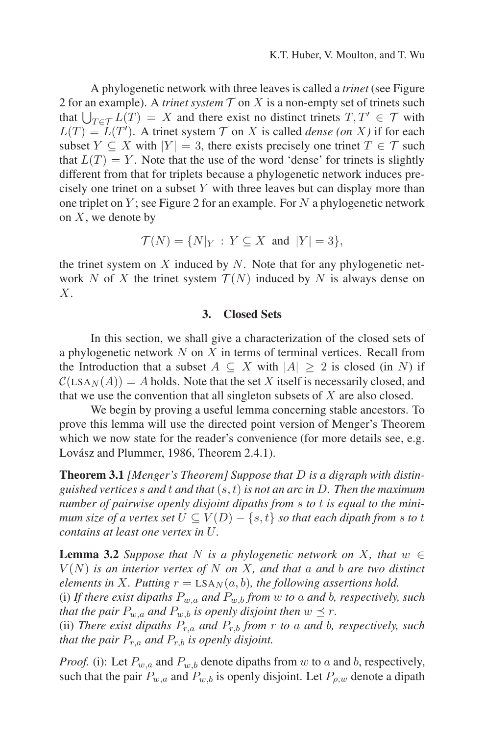A phylogenetic network with three leaves is called a *trinet* (see Figure 2 for an example). A *trinet system* $\mathcal{T}$ on $X$ is a non-empty set of trinets such that $\bigcup_{T \in \mathcal{T}} L(T) = X$ and there exist no distinct trinets $T, T' \in \mathcal{T}$ with $L(T) = L(T')$. A trinet system $\mathcal{T}$ on $X$ is called *dense (on $X$)* if for each subset $Y \subseteq X$ with $|Y| = 3$, there exists precisely one trinet $T \in \mathcal{T}$ such that $L(T) = Y$. Note that the use of the word 'dense' for trinets is slightly different from that for triplets because a phylogenetic network induces precisely one trinet on a subset $Y$ with three leaves but can display more than one triplet on $Y$; see Figure 2 for an example. For $N$ a phylogenetic network on $X$, we denote by

$$\mathcal{T}(N) = \{N|_Y \, : \, Y \subseteq X \text{ and } |Y| = 3\},$$

the trinet system on $X$ induced by $N$. Note that for any phylogenetic network $N$ of $X$ the trinet system $\mathcal{T}(N)$ induced by $N$ is always dense on $X$.

## 3. Closed Sets

In this section, we shall give a characterization of the closed sets of a phylogenetic network $N$ on $X$ in terms of terminal vertices. Recall from the Introduction that a subset $A \subseteq X$ with $|A| \geq 2$ is closed (in $N$) if $\mathcal{C}(\text{LSA}_N(A)) = A$ holds. Note that the set $X$ itself is necessarily closed, and that we use the convention that all singleton subsets of $X$ are also closed.

We begin by proving a useful lemma concerning stable ancestors. To prove this lemma will use the directed point version of Menger's Theorem which we now state for the reader's convenience (for more details see, e.g. Lovász and Plummer, 1986, Theorem 2.4.1).

**Theorem 3.1** *[Menger's Theorem] Suppose that $D$ is a digraph with distinguished vertices $s$ and $t$ and that $(s, t)$ is not an arc in $D$. Then the maximum number of pairwise openly disjoint dipaths from $s$ to $t$ is equal to the minimum size of a vertex set $U \subseteq V(D) - \{s, t\}$ so that each dipath from $s$ to $t$ contains at least one vertex in $U$.*

**Lemma 3.2** *Suppose that $N$ is a phylogenetic network on $X$, that $w \in V(N)$ is an interior vertex of $N$ on $X$, and that $a$ and $b$ are two distinct elements in $X$. Putting $r = \text{LSA}_N(a, b)$, the following assertions hold.*
(i) *If there exist dipaths $P_{w,a}$ and $P_{w,b}$ from $w$ to $a$ and $b$, respectively, such that the pair $P_{w,a}$ and $P_{w,b}$ is openly disjoint then $w \preceq r$.*
(ii) *There exist dipaths $P_{r,a}$ and $P_{r,b}$ from $r$ to $a$ and $b$, respectively, such that the pair $P_{r,a}$ and $P_{r,b}$ is openly disjoint.*

*Proof.* (i): Let $P_{w,a}$ and $P_{w,b}$ denote dipaths from $w$ to $a$ and $b$, respectively, such that the pair $P_{w,a}$ and $P_{w,b}$ is openly disjoint. Let $P_{\rho,w}$ denote a dipath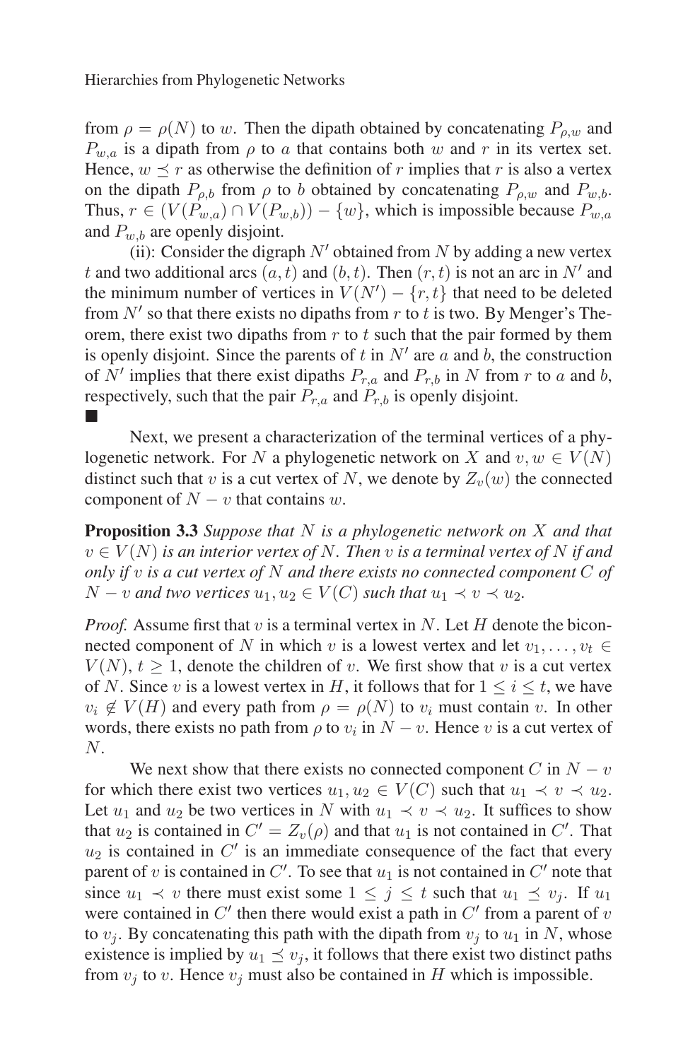from $\rho = \rho(N)$ to $w$. Then the dipath obtained by concatenating $P_{\rho,w}$ and $P_{w,a}$ is a dipath from $\rho$ to $a$ that contains both $w$ and $r$ in its vertex set. Hence, $w \preceq r$ as otherwise the definition of $r$ implies that $r$ is also a vertex on the dipath $P_{\rho,b}$ from $\rho$ to $b$ obtained by concatenating $P_{\rho,w}$ and $P_{w,b}$. Thus, $r \in (V(P_{w,a}) \cap V(P_{w,b})) - \{w\}$, which is impossible because $P_{w,a}$ and $P_{w,b}$ are openly disjoint.

(ii): Consider the digraph $N'$ obtained from $N$ by adding a new vertex $t$ and two additional arcs $(a,t)$ and $(b,t)$. Then $(r,t)$ is not an arc in $N'$ and the minimum number of vertices in $V(N') - \{r,t\}$ that need to be deleted from $N'$ so that there exists no dipaths from $r$ to $t$ is two. By Menger's Theorem, there exist two dipaths from $r$ to $t$ such that the pair formed by them is openly disjoint. Since the parents of $t$ in $N'$ are $a$ and $b$, the construction of $N'$ implies that there exist dipaths $P_{r,a}$ and $P_{r,b}$ in $N$ from $r$ to $a$ and $b$, respectively, such that the pair $P_{r,a}$ and $P_{r,b}$ is openly disjoint.
■

Next, we present a characterization of the terminal vertices of a phylogenetic network. For $N$ a phylogenetic network on $X$ and $v, w \in V(N)$ distinct such that $v$ is a cut vertex of $N$, we denote by $Z_v(w)$ the connected component of $N - v$ that contains $w$.

**Proposition 3.3** *Suppose that $N$ is a phylogenetic network on $X$ and that $v \in V(N)$ is an interior vertex of $N$. Then $v$ is a terminal vertex of $N$ if and only if $v$ is a cut vertex of $N$ and there exists no connected component $C$ of $N - v$ and two vertices $u_1, u_2 \in V(C)$ such that $u_1 \prec v \prec u_2$.*

*Proof.* Assume first that $v$ is a terminal vertex in $N$. Let $H$ denote the biconnected component of $N$ in which $v$ is a lowest vertex and let $v_1, \ldots, v_t \in V(N)$, $t \geq 1$, denote the children of $v$. We first show that $v$ is a cut vertex of $N$. Since $v$ is a lowest vertex in $H$, it follows that for $1 \leq i \leq t$, we have $v_i \notin V(H)$ and every path from $\rho = \rho(N)$ to $v_i$ must contain $v$. In other words, there exists no path from $\rho$ to $v_i$ in $N - v$. Hence $v$ is a cut vertex of $N$.

We next show that there exists no connected component $C$ in $N - v$ for which there exist two vertices $u_1, u_2 \in V(C)$ such that $u_1 \prec v \prec u_2$. Let $u_1$ and $u_2$ be two vertices in $N$ with $u_1 \prec v \prec u_2$. It suffices to show that $u_2$ is contained in $C' = Z_v(\rho)$ and that $u_1$ is not contained in $C'$. That $u_2$ is contained in $C'$ is an immediate consequence of the fact that every parent of $v$ is contained in $C'$. To see that $u_1$ is not contained in $C'$ note that since $u_1 \prec v$ there must exist some $1 \leq j \leq t$ such that $u_1 \preceq v_j$. If $u_1$ were contained in $C'$ then there would exist a path in $C'$ from a parent of $v$ to $v_j$. By concatenating this path with the dipath from $v_j$ to $u_1$ in $N$, whose existence is implied by $u_1 \preceq v_j$, it follows that there exist two distinct paths from $v_j$ to $v$. Hence $v_j$ must also be contained in $H$ which is impossible.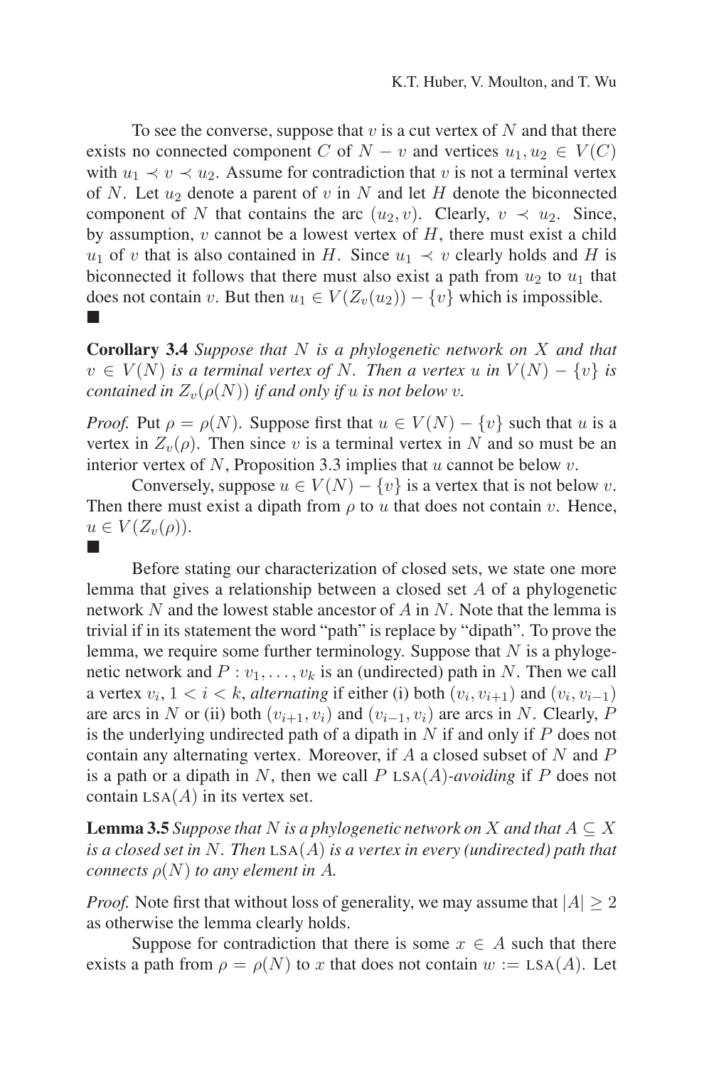To see the converse, suppose that $v$ is a cut vertex of $N$ and that there exists no connected component $C$ of $N - v$ and vertices $u_1, u_2 \in V(C)$ with $u_1 \prec v \prec u_2$. Assume for contradiction that $v$ is not a terminal vertex of $N$. Let $u_2$ denote a parent of $v$ in $N$ and let $H$ denote the biconnected component of $N$ that contains the arc $(u_2, v)$. Clearly, $v \prec u_2$. Since, by assumption, $v$ cannot be a lowest vertex of $H$, there must exist a child $u_1$ of $v$ that is also contained in $H$. Since $u_1 \prec v$ clearly holds and $H$ is biconnected it follows that there must also exist a path from $u_2$ to $u_1$ that does not contain $v$. But then $u_1 \in V(Z_v(u_2)) - \{v\}$ which is impossible.
■

**Corollary 3.4** *Suppose that $N$ is a phylogenetic network on $X$ and that $v \in V(N)$ is a terminal vertex of $N$. Then a vertex $u$ in $V(N) - \{v\}$ is contained in $Z_v(\rho(N))$ if and only if $u$ is not below $v$.*

*Proof.* Put $\rho = \rho(N)$. Suppose first that $u \in V(N) - \{v\}$ such that $u$ is a vertex in $Z_v(\rho)$. Then since $v$ is a terminal vertex in $N$ and so must be an interior vertex of $N$, Proposition 3.3 implies that $u$ cannot be below $v$.

Conversely, suppose $u \in V(N) - \{v\}$ is a vertex that is not below $v$. Then there must exist a dipath from $\rho$ to $u$ that does not contain $v$. Hence, $u \in V(Z_v(\rho))$.
■

Before stating our characterization of closed sets, we state one more lemma that gives a relationship between a closed set $A$ of a phylogenetic network $N$ and the lowest stable ancestor of $A$ in $N$. Note that the lemma is trivial if in its statement the word "path" is replace by "dipath". To prove the lemma, we require some further terminology. Suppose that $N$ is a phylogenetic network and $P : v_1, \ldots, v_k$ is an (undirected) path in $N$. Then we call a vertex $v_i$, $1 < i < k$, *alternating* if either (i) both $(v_i, v_{i+1})$ and $(v_i, v_{i-1})$ are arcs in $N$ or (ii) both $(v_{i+1}, v_i)$ and $(v_{i-1}, v_i)$ are arcs in $N$. Clearly, $P$ is the underlying undirected path of a dipath in $N$ if and only if $P$ does not contain any alternating vertex. Moreover, if $A$ a closed subset of $N$ and $P$ is a path or a dipath in $N$, then we call $P$ $\text{LSA}(A)$*-avoiding* if $P$ does not contain $\text{LSA}(A)$ in its vertex set.

**Lemma 3.5** *Suppose that $N$ is a phylogenetic network on $X$ and that $A \subseteq X$ is a closed set in $N$. Then $\text{LSA}(A)$ is a vertex in every (undirected) path that connects $\rho(N)$ to any element in $A$.*

*Proof.* Note first that without loss of generality, we may assume that $|A| \geq 2$ as otherwise the lemma clearly holds.

Suppose for contradiction that there is some $x \in A$ such that there exists a path from $\rho = \rho(N)$ to $x$ that does not contain $w := \text{LSA}(A)$. Let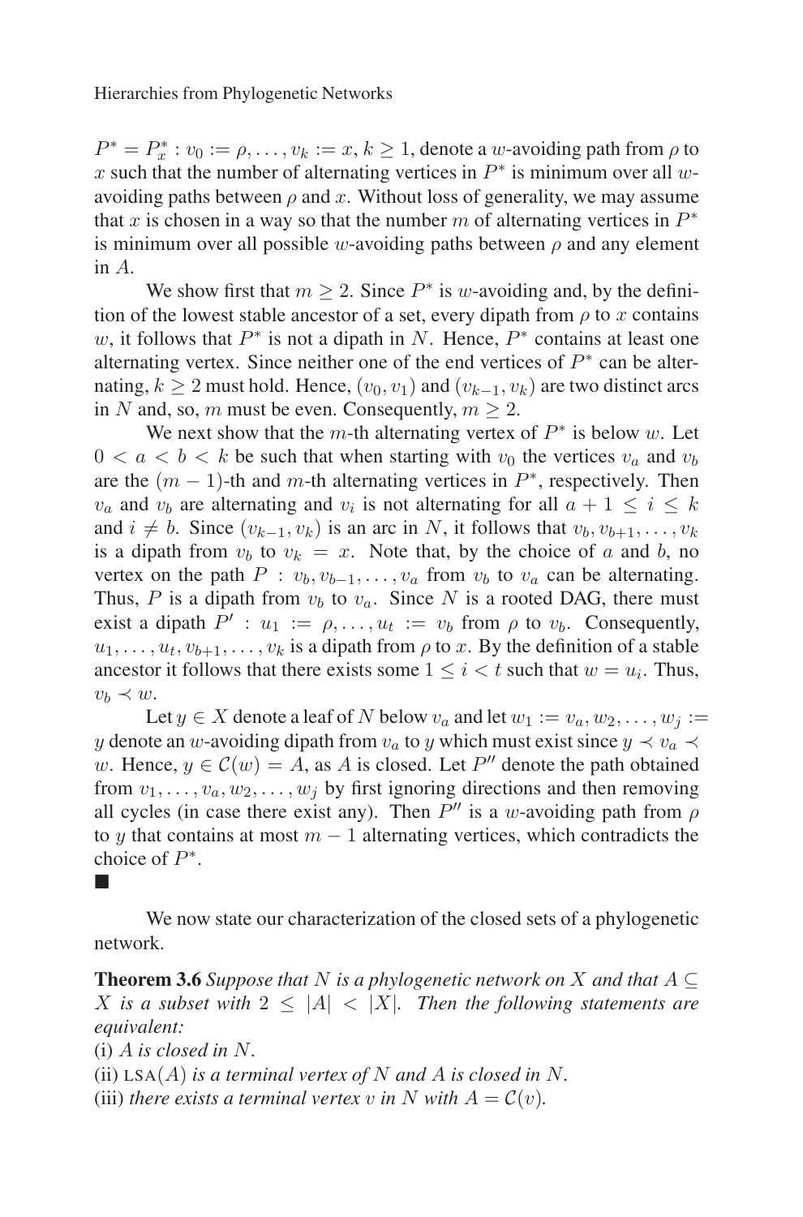$P^* = P_x^* : v_0 := \rho, \ldots, v_k := x$, $k \geq 1$, denote a $w$-avoiding path from $\rho$ to $x$ such that the number of alternating vertices in $P^*$ is minimum over all $w$-avoiding paths between $\rho$ and $x$. Without loss of generality, we may assume that $x$ is chosen in a way so that the number $m$ of alternating vertices in $P^*$ is minimum over all possible $w$-avoiding paths between $\rho$ and any element in $A$.

We show first that $m \geq 2$. Since $P^*$ is $w$-avoiding and, by the definition of the lowest stable ancestor of a set, every dipath from $\rho$ to $x$ contains $w$, it follows that $P^*$ is not a dipath in $N$. Hence, $P^*$ contains at least one alternating vertex. Since neither one of the end vertices of $P^*$ can be alternating, $k \geq 2$ must hold. Hence, $(v_0, v_1)$ and $(v_{k-1}, v_k)$ are two distinct arcs in $N$ and, so, $m$ must be even. Consequently, $m \geq 2$.

We next show that the $m$-th alternating vertex of $P^*$ is below $w$. Let $0 < a < b < k$ be such that when starting with $v_0$ the vertices $v_a$ and $v_b$ are the $(m-1)$-th and $m$-th alternating vertices in $P^*$, respectively. Then $v_a$ and $v_b$ are alternating and $v_i$ is not alternating for all $a + 1 \leq i \leq k$ and $i \neq b$. Since $(v_{k-1}, v_k)$ is an arc in $N$, it follows that $v_b, v_{b+1}, \ldots, v_k$ is a dipath from $v_b$ to $v_k = x$. Note that, by the choice of $a$ and $b$, no vertex on the path $P : v_b, v_{b-1}, \ldots, v_a$ from $v_b$ to $v_a$ can be alternating. Thus, $P$ is a dipath from $v_b$ to $v_a$. Since $N$ is a rooted DAG, there must exist a dipath $P' : u_1 := \rho, \ldots, u_t := v_b$ from $\rho$ to $v_b$. Consequently, $u_1, \ldots, u_t, v_{b+1}, \ldots, v_k$ is a dipath from $\rho$ to $x$. By the definition of a stable ancestor it follows that there exists some $1 \leq i < t$ such that $w = u_i$. Thus, $v_b \prec w$.

Let $y \in X$ denote a leaf of $N$ below $v_a$ and let $w_1 := v_a, w_2, \ldots, w_j := y$ denote an $w$-avoiding dipath from $v_a$ to $y$ which must exist since $y \prec v_a \prec w$. Hence, $y \in \mathcal{C}(w) = A$, as $A$ is closed. Let $P''$ denote the path obtained from $v_1, \ldots, v_a, w_2, \ldots, w_j$ by first ignoring directions and then removing all cycles (in case there exist any). Then $P''$ is a $w$-avoiding path from $\rho$ to $y$ that contains at most $m - 1$ alternating vertices, which contradicts the choice of $P^*$.

■

We now state our characterization of the closed sets of a phylogenetic network.

**Theorem 3.6** *Suppose that $N$ is a phylogenetic network on $X$ and that $A \subseteq X$ is a subset with $2 \leq |A| < |X|$. Then the following statements are equivalent:*

(i) *$A$ is closed in $N$.*

(ii) *$\text{LSA}(A)$ is a terminal vertex of $N$ and $A$ is closed in $N$.*

(iii) *there exists a terminal vertex $v$ in $N$ with $A = \mathcal{C}(v)$.*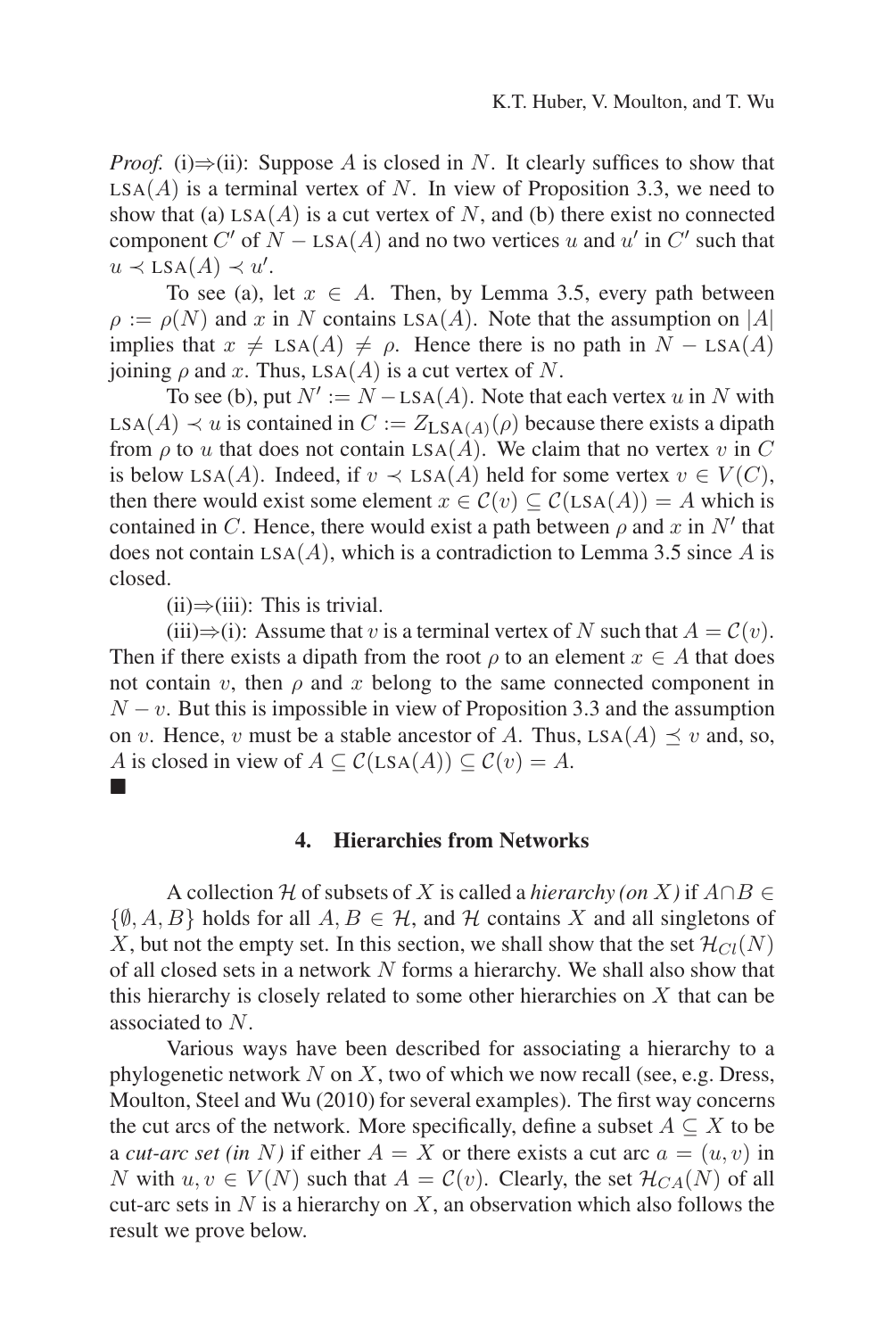*Proof.* (i)⇒(ii): Suppose $A$ is closed in $N$. It clearly suffices to show that $\text{LSA}(A)$ is a terminal vertex of $N$. In view of Proposition 3.3, we need to show that (a) $\text{LSA}(A)$ is a cut vertex of $N$, and (b) there exist no connected component $C'$ of $N - \text{LSA}(A)$ and no two vertices $u$ and $u'$ in $C'$ such that $u \prec \text{LSA}(A) \prec u'$.

To see (a), let $x \in A$. Then, by Lemma 3.5, every path between $\rho := \rho(N)$ and $x$ in $N$ contains $\text{LSA}(A)$. Note that the assumption on $|A|$ implies that $x \neq \text{LSA}(A) \neq \rho$. Hence there is no path in $N - \text{LSA}(A)$ joining $\rho$ and $x$. Thus, $\text{LSA}(A)$ is a cut vertex of $N$.

To see (b), put $N' := N - \text{LSA}(A)$. Note that each vertex $u$ in $N$ with $\text{LSA}(A) \prec u$ is contained in $C := Z_{\text{LSA}(A)}(\rho)$ because there exists a dipath from $\rho$ to $u$ that does not contain $\text{LSA}(A)$. We claim that no vertex $v$ in $C$ is below $\text{LSA}(A)$. Indeed, if $v \prec \text{LSA}(A)$ held for some vertex $v \in V(C)$, then there would exist some element $x \in \mathcal{C}(v) \subseteq \mathcal{C}(\text{LSA}(A)) = A$ which is contained in $C$. Hence, there would exist a path between $\rho$ and $x$ in $N'$ that does not contain $\text{LSA}(A)$, which is a contradiction to Lemma 3.5 since $A$ is closed.

(ii)⇒(iii): This is trivial.

(iii)⇒(i): Assume that $v$ is a terminal vertex of $N$ such that $A = \mathcal{C}(v)$. Then if there exists a dipath from the root $\rho$ to an element $x \in A$ that does not contain $v$, then $\rho$ and $x$ belong to the same connected component in $N - v$. But this is impossible in view of Proposition 3.3 and the assumption on $v$. Hence, $v$ must be a stable ancestor of $A$. Thus, $\text{LSA}(A) \preceq v$ and, so, $A$ is closed in view of $A \subseteq \mathcal{C}(\text{LSA}(A)) \subseteq \mathcal{C}(v) = A$. ■

## 4. Hierarchies from Networks

A collection $\mathcal{H}$ of subsets of $X$ is called a *hierarchy (on $X$)* if $A \cap B \in \{\emptyset, A, B\}$ holds for all $A, B \in \mathcal{H}$, and $\mathcal{H}$ contains $X$ and all singletons of $X$, but not the empty set. In this section, we shall show that the set $\mathcal{H}_{Cl}(N)$ of all closed sets in a network $N$ forms a hierarchy. We shall also show that this hierarchy is closely related to some other hierarchies on $X$ that can be associated to $N$.

Various ways have been described for associating a hierarchy to a phylogenetic network $N$ on $X$, two of which we now recall (see, e.g. Dress, Moulton, Steel and Wu (2010) for several examples). The first way concerns the cut arcs of the network. More specifically, define a subset $A \subseteq X$ to be a *cut-arc set (in $N$)* if either $A = X$ or there exists a cut arc $a = (u, v)$ in $N$ with $u, v \in V(N)$ such that $A = \mathcal{C}(v)$. Clearly, the set $\mathcal{H}_{CA}(N)$ of all cut-arc sets in $N$ is a hierarchy on $X$, an observation which also follows the result we prove below.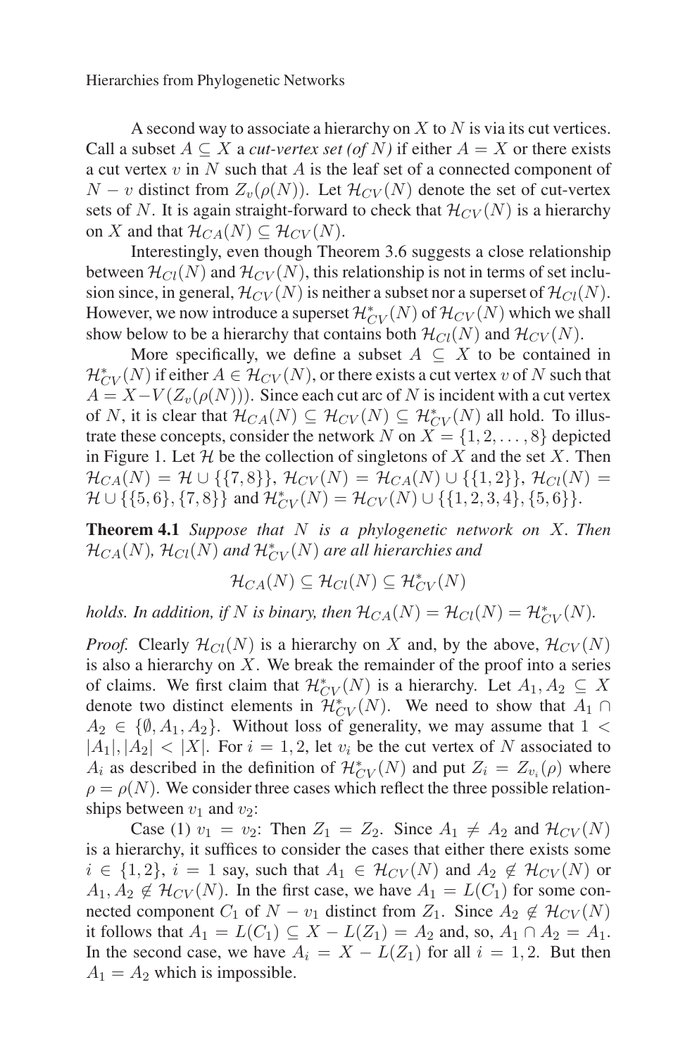A second way to associate a hierarchy on $X$ to $N$ is via its cut vertices. Call a subset $A \subseteq X$ a *cut-vertex set (of $N$)* if either $A = X$ or there exists a cut vertex $v$ in $N$ such that $A$ is the leaf set of a connected component of $N - v$ distinct from $Z_v(\rho(N))$. Let $\mathcal{H}_{CV}(N)$ denote the set of cut-vertex sets of $N$. It is again straight-forward to check that $\mathcal{H}_{CV}(N)$ is a hierarchy on $X$ and that $\mathcal{H}_{CA}(N) \subseteq \mathcal{H}_{CV}(N)$.

Interestingly, even though Theorem 3.6 suggests a close relationship between $\mathcal{H}_{Cl}(N)$ and $\mathcal{H}_{CV}(N)$, this relationship is not in terms of set inclusion since, in general, $\mathcal{H}_{CV}(N)$ is neither a subset nor a superset of $\mathcal{H}_{Cl}(N)$. However, we now introduce a superset $\mathcal{H}^*_{CV}(N)$ of $\mathcal{H}_{CV}(N)$ which we shall show below to be a hierarchy that contains both $\mathcal{H}_{Cl}(N)$ and $\mathcal{H}_{CV}(N)$.

More specifically, we define a subset $A \subseteq X$ to be contained in $\mathcal{H}^*_{CV}(N)$ if either $A \in \mathcal{H}_{CV}(N)$, or there exists a cut vertex $v$ of $N$ such that $A = X - V(Z_v(\rho(N)))$. Since each cut arc of $N$ is incident with a cut vertex of $N$, it is clear that $\mathcal{H}_{CA}(N) \subseteq \mathcal{H}_{CV}(N) \subseteq \mathcal{H}^*_{CV}(N)$ all hold. To illustrate these concepts, consider the network $N$ on $X = \{1, 2, \dots, 8\}$ depicted in Figure 1. Let $\mathcal{H}$ be the collection of singletons of $X$ and the set $X$. Then $\mathcal{H}_{CA}(N) = \mathcal{H} \cup \{\{7, 8\}\}$, $\mathcal{H}_{CV}(N) = \mathcal{H}_{CA}(N) \cup \{\{1, 2\}\}$, $\mathcal{H}_{Cl}(N) = \mathcal{H} \cup \{\{5, 6\}, \{7, 8\}\}$ and $\mathcal{H}^*_{CV}(N) = \mathcal{H}_{CV}(N) \cup \{\{1, 2, 3, 4\}, \{5, 6\}\}$.

**Theorem 4.1** *Suppose that $N$ is a phylogenetic network on $X$. Then $\mathcal{H}_{CA}(N)$, $\mathcal{H}_{Cl}(N)$ and $\mathcal{H}^*_{CV}(N)$ are all hierarchies and*

$$\mathcal{H}_{CA}(N) \subseteq \mathcal{H}_{Cl}(N) \subseteq \mathcal{H}^*_{CV}(N)$$

*holds. In addition, if $N$ is binary, then $\mathcal{H}_{CA}(N) = \mathcal{H}_{Cl}(N) = \mathcal{H}^*_{CV}(N)$.*

*Proof.* Clearly $\mathcal{H}_{Cl}(N)$ is a hierarchy on $X$ and, by the above, $\mathcal{H}_{CV}(N)$ is also a hierarchy on $X$. We break the remainder of the proof into a series of claims. We first claim that $\mathcal{H}^*_{CV}(N)$ is a hierarchy. Let $A_1, A_2 \subseteq X$ denote two distinct elements in $\mathcal{H}^*_{CV}(N)$. We need to show that $A_1 \cap A_2 \in \{\emptyset, A_1, A_2\}$. Without loss of generality, we may assume that $1 < |A_1|, |A_2| < |X|$. For $i = 1, 2$, let $v_i$ be the cut vertex of $N$ associated to $A_i$ as described in the definition of $\mathcal{H}^*_{CV}(N)$ and put $Z_i = Z_{v_i}(\rho)$ where $\rho = \rho(N)$. We consider three cases which reflect the three possible relationships between $v_1$ and $v_2$:

Case (1) $v_1 = v_2$: Then $Z_1 = Z_2$. Since $A_1 \neq A_2$ and $\mathcal{H}_{CV}(N)$ is a hierarchy, it suffices to consider the cases that either there exists some $i \in \{1, 2\}$, $i = 1$ say, such that $A_1 \in \mathcal{H}_{CV}(N)$ and $A_2 \notin \mathcal{H}_{CV}(N)$ or $A_1, A_2 \notin \mathcal{H}_{CV}(N)$. In the first case, we have $A_1 = L(C_1)$ for some connected component $C_1$ of $N - v_1$ distinct from $Z_1$. Since $A_2 \notin \mathcal{H}_{CV}(N)$ it follows that $A_1 = L(C_1) \subseteq X - L(Z_1) = A_2$ and, so, $A_1 \cap A_2 = A_1$. In the second case, we have $A_i = X - L(Z_1)$ for all $i = 1, 2$. But then $A_1 = A_2$ which is impossible.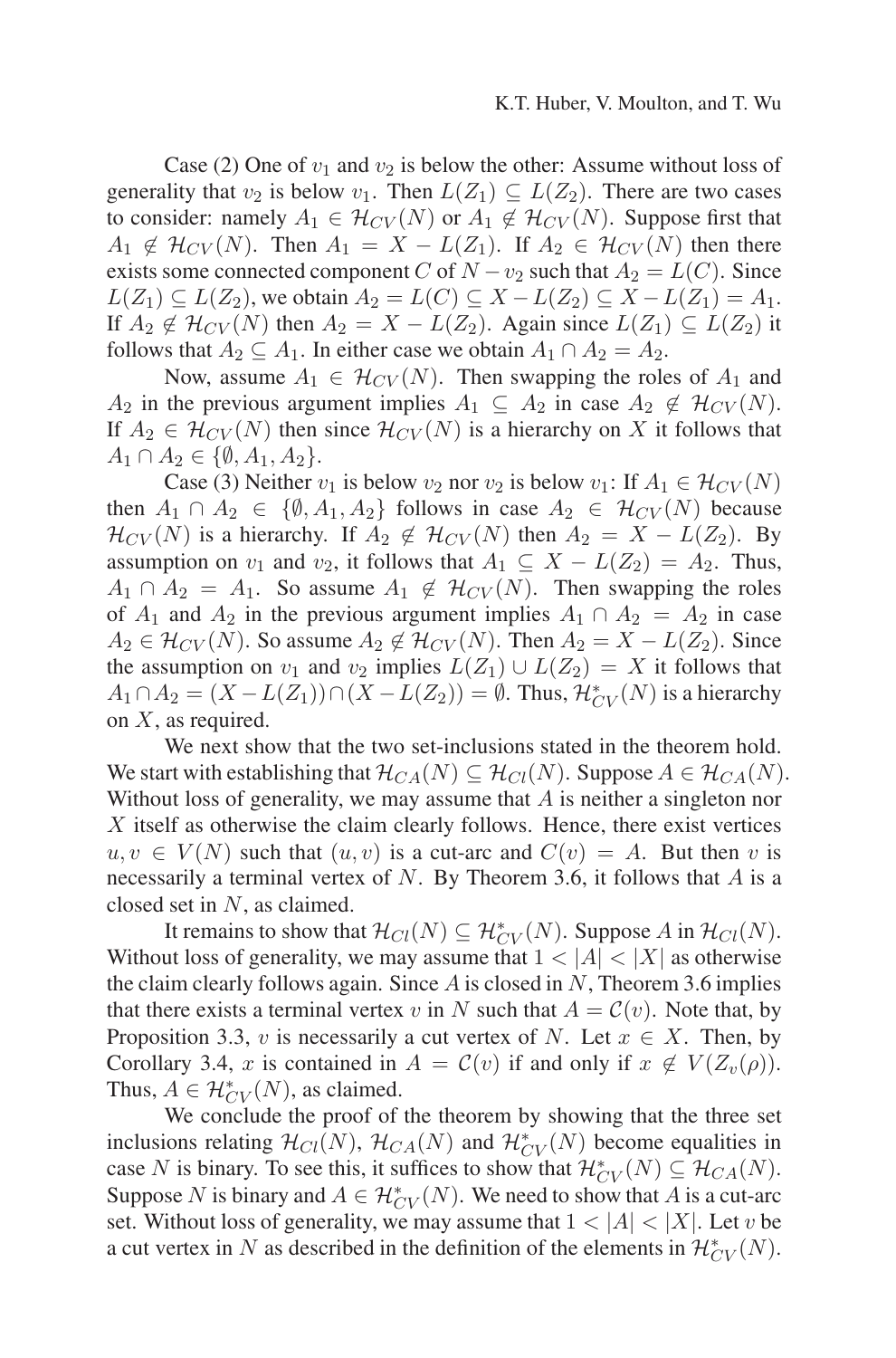Case (2) One of $v_1$ and $v_2$ is below the other: Assume without loss of generality that $v_2$ is below $v_1$. Then $L(Z_1) \subseteq L(Z_2)$. There are two cases to consider: namely $A_1 \in \mathcal{H}_{CV}(N)$ or $A_1 \notin \mathcal{H}_{CV}(N)$. Suppose first that $A_1 \notin \mathcal{H}_{CV}(N)$. Then $A_1 = X - L(Z_1)$. If $A_2 \in \mathcal{H}_{CV}(N)$ then there exists some connected component $C$ of $N - v_2$ such that $A_2 = L(C)$. Since $L(Z_1) \subseteq L(Z_2)$, we obtain $A_2 = L(C) \subseteq X - L(Z_2) \subseteq X - L(Z_1) = A_1$. If $A_2 \notin \mathcal{H}_{CV}(N)$ then $A_2 = X - L(Z_2)$. Again since $L(Z_1) \subseteq L(Z_2)$ it follows that $A_2 \subseteq A_1$. In either case we obtain $A_1 \cap A_2 = A_2$.

Now, assume $A_1 \in \mathcal{H}_{CV}(N)$. Then swapping the roles of $A_1$ and $A_2$ in the previous argument implies $A_1 \subseteq A_2$ in case $A_2 \notin \mathcal{H}_{CV}(N)$. If $A_2 \in \mathcal{H}_{CV}(N)$ then since $\mathcal{H}_{CV}(N)$ is a hierarchy on $X$ it follows that $A_1 \cap A_2 \in \{\emptyset, A_1, A_2\}$.

Case (3) Neither $v_1$ is below $v_2$ nor $v_2$ is below $v_1$: If $A_1 \in \mathcal{H}_{CV}(N)$ then $A_1 \cap A_2 \in \{\emptyset, A_1, A_2\}$ follows in case $A_2 \in \mathcal{H}_{CV}(N)$ because $\mathcal{H}_{CV}(N)$ is a hierarchy. If $A_2 \notin \mathcal{H}_{CV}(N)$ then $A_2 = X - L(Z_2)$. By assumption on $v_1$ and $v_2$, it follows that $A_1 \subseteq X - L(Z_2) = A_2$. Thus, $A_1 \cap A_2 = A_1$. So assume $A_1 \notin \mathcal{H}_{CV}(N)$. Then swapping the roles of $A_1$ and $A_2$ in the previous argument implies $A_1 \cap A_2 = A_2$ in case $A_2 \in \mathcal{H}_{CV}(N)$. So assume $A_2 \notin \mathcal{H}_{CV}(N)$. Then $A_2 = X - L(Z_2)$. Since the assumption on $v_1$ and $v_2$ implies $L(Z_1) \cup L(Z_2) = X$ it follows that $A_1 \cap A_2 = (X - L(Z_1)) \cap (X - L(Z_2)) = \emptyset$. Thus, $\mathcal{H}^*_{CV}(N)$ is a hierarchy on $X$, as required.

We next show that the two set-inclusions stated in the theorem hold. We start with establishing that $\mathcal{H}_{CA}(N) \subseteq \mathcal{H}_{Cl}(N)$. Suppose $A \in \mathcal{H}_{CA}(N)$. Without loss of generality, we may assume that $A$ is neither a singleton nor $X$ itself as otherwise the claim clearly follows. Hence, there exist vertices $u, v \in V(N)$ such that $(u, v)$ is a cut-arc and $C(v) = A$. But then $v$ is necessarily a terminal vertex of $N$. By Theorem 3.6, it follows that $A$ is a closed set in $N$, as claimed.

It remains to show that $\mathcal{H}_{Cl}(N) \subseteq \mathcal{H}^*_{CV}(N)$. Suppose $A$ in $\mathcal{H}_{Cl}(N)$. Without loss of generality, we may assume that $1 < |A| < |X|$ as otherwise the claim clearly follows again. Since $A$ is closed in $N$, Theorem 3.6 implies that there exists a terminal vertex $v$ in $N$ such that $A = \mathcal{C}(v)$. Note that, by Proposition 3.3, $v$ is necessarily a cut vertex of $N$. Let $x \in X$. Then, by Corollary 3.4, $x$ is contained in $A = \mathcal{C}(v)$ if and only if $x \notin V(Z_v(\rho))$. Thus, $A \in \mathcal{H}^*_{CV}(N)$, as claimed.

We conclude the proof of the theorem by showing that the three set inclusions relating $\mathcal{H}_{Cl}(N)$, $\mathcal{H}_{CA}(N)$ and $\mathcal{H}^*_{CV}(N)$ become equalities in case $N$ is binary. To see this, it suffices to show that $\mathcal{H}^*_{CV}(N) \subseteq \mathcal{H}_{CA}(N)$. Suppose $N$ is binary and $A \in \mathcal{H}^*_{CV}(N)$. We need to show that $A$ is a cut-arc set. Without loss of generality, we may assume that $1 < |A| < |X|$. Let $v$ be a cut vertex in $N$ as described in the definition of the elements in $\mathcal{H}^*_{CV}(N)$.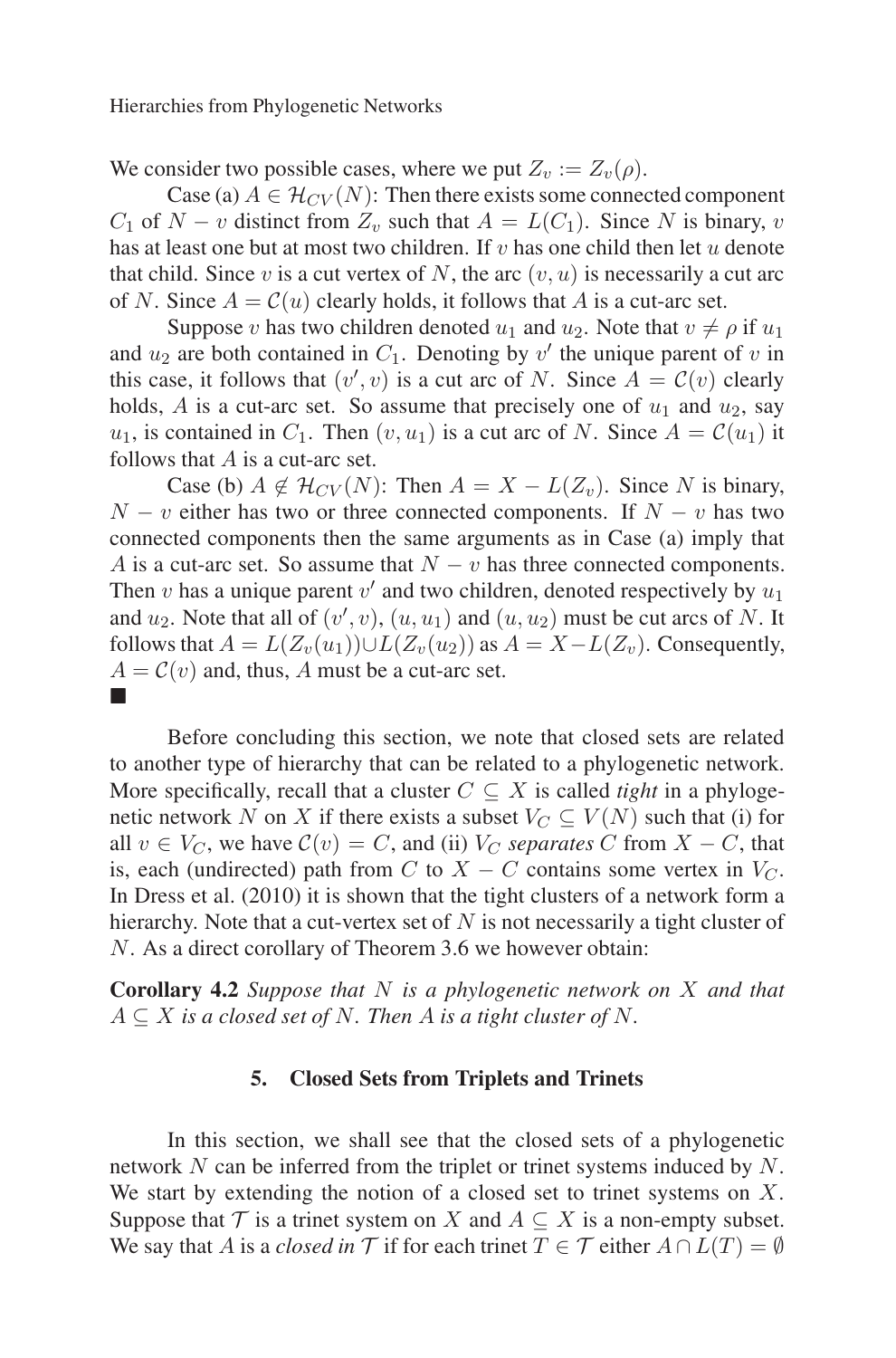We consider two possible cases, where we put $Z_v := Z_v(\rho)$.

Case (a) $A \in \mathcal{H}_{CV}(N)$: Then there exists some connected component $C_1$ of $N - v$ distinct from $Z_v$ such that $A = L(C_1)$. Since $N$ is binary, $v$ has at least one but at most two children. If $v$ has one child then let $u$ denote that child. Since $v$ is a cut vertex of $N$, the arc $(v, u)$ is necessarily a cut arc of $N$. Since $A = \mathcal{C}(u)$ clearly holds, it follows that $A$ is a cut-arc set.

Suppose $v$ has two children denoted $u_1$ and $u_2$. Note that $v \neq \rho$ if $u_1$ and $u_2$ are both contained in $C_1$. Denoting by $v'$ the unique parent of $v$ in this case, it follows that $(v', v)$ is a cut arc of $N$. Since $A = \mathcal{C}(v)$ clearly holds, $A$ is a cut-arc set. So assume that precisely one of $u_1$ and $u_2$, say $u_1$, is contained in $C_1$. Then $(v, u_1)$ is a cut arc of $N$. Since $A = \mathcal{C}(u_1)$ it follows that $A$ is a cut-arc set.

Case (b) $A \notin \mathcal{H}_{CV}(N)$: Then $A = X - L(Z_v)$. Since $N$ is binary, $N - v$ either has two or three connected components. If $N - v$ has two connected components then the same arguments as in Case (a) imply that $A$ is a cut-arc set. So assume that $N - v$ has three connected components. Then $v$ has a unique parent $v'$ and two children, denoted respectively by $u_1$ and $u_2$. Note that all of $(v', v)$, $(u, u_1)$ and $(u, u_2)$ must be cut arcs of $N$. It follows that $A = L(Z_v(u_1)) \cup L(Z_v(u_2))$ as $A = X - L(Z_v)$. Consequently, $A = \mathcal{C}(v)$ and, thus, $A$ must be a cut-arc set.

■

Before concluding this section, we note that closed sets are related to another type of hierarchy that can be related to a phylogenetic network. More specifically, recall that a cluster $C \subseteq X$ is called *tight* in a phylogenetic network $N$ on $X$ if there exists a subset $V_C \subseteq V(N)$ such that (i) for all $v \in V_C$, we have $\mathcal{C}(v) = C$, and (ii) $V_C$ *separates* $C$ from $X - C$, that is, each (undirected) path from $C$ to $X - C$ contains some vertex in $V_C$. In Dress et al. (2010) it is shown that the tight clusters of a network form a hierarchy. Note that a cut-vertex set of $N$ is not necessarily a tight cluster of $N$. As a direct corollary of Theorem 3.6 we however obtain:

**Corollary 4.2** *Suppose that $N$ is a phylogenetic network on $X$ and that $A \subseteq X$ is a closed set of $N$. Then $A$ is a tight cluster of $N$.*

## 5. Closed Sets from Triplets and Trinets

In this section, we shall see that the closed sets of a phylogenetic network $N$ can be inferred from the triplet or trinet systems induced by $N$. We start by extending the notion of a closed set to trinet systems on $X$. Suppose that $\mathcal{T}$ is a trinet system on $X$ and $A \subseteq X$ is a non-empty subset. We say that $A$ is a *closed in $\mathcal{T}$* if for each trinet $T \in \mathcal{T}$ either $A \cap L(T) = \emptyset$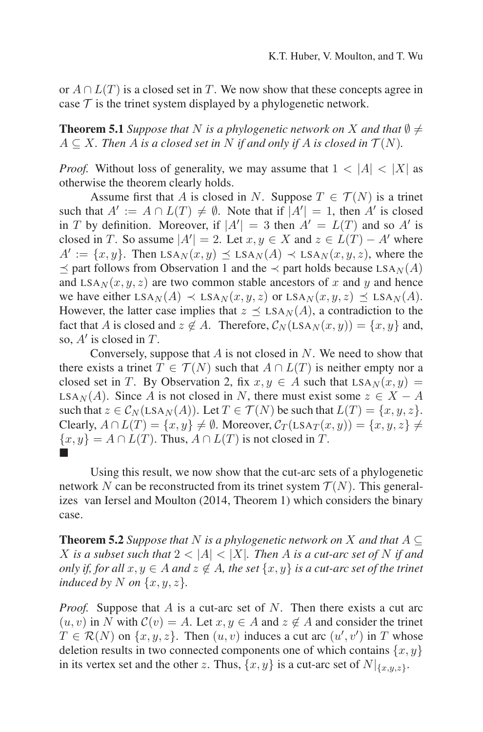or $A \cap L(T)$ is a closed set in $T$. We now show that these concepts agree in case $\mathcal{T}$ is the trinet system displayed by a phylogenetic network.

**Theorem 5.1** *Suppose that $N$ is a phylogenetic network on $X$ and that $\emptyset \neq A \subseteq X$. Then $A$ is a closed set in $N$ if and only if $A$ is closed in $\mathcal{T}(N)$.*

*Proof.* Without loss of generality, we may assume that $1 < |A| < |X|$ as otherwise the theorem clearly holds.

Assume first that $A$ is closed in $N$. Suppose $T \in \mathcal{T}(N)$ is a trinet such that $A' := A \cap L(T) \neq \emptyset$. Note that if $|A'| = 1$, then $A'$ is closed in $T$ by definition. Moreover, if $|A'| = 3$ then $A' = L(T)$ and so $A'$ is closed in $T$. So assume $|A'| = 2$. Let $x, y \in X$ and $z \in L(T) - A'$ where $A' := \{x, y\}$. Then $\text{LSA}_N(x, y) \preceq \text{LSA}_N(A) \prec \text{LSA}_N(x, y, z)$, where the $\preceq$ part follows from Observation 1 and the $\prec$ part holds because $\text{LSA}_N(A)$ and $\text{LSA}_N(x, y, z)$ are two common stable ancestors of $x$ and $y$ and hence we have either $\text{LSA}_N(A) \prec \text{LSA}_N(x, y, z)$ or $\text{LSA}_N(x, y, z) \preceq \text{LSA}_N(A)$. However, the latter case implies that $z \preceq \text{LSA}_N(A)$, a contradiction to the fact that $A$ is closed and $z \notin A$. Therefore, $\mathcal{C}_N(\text{LSA}_N(x, y)) = \{x, y\}$ and, so, $A'$ is closed in $T$.

Conversely, suppose that $A$ is not closed in $N$. We need to show that there exists a trinet $T \in \mathcal{T}(N)$ such that $A \cap L(T)$ is neither empty nor a closed set in $T$. By Observation 2, fix $x, y \in A$ such that $\text{LSA}_N(x, y) = \text{LSA}_N(A)$. Since $A$ is not closed in $N$, there must exist some $z \in X - A$ such that $z \in \mathcal{C}_N(\text{LSA}_N(A))$. Let $T \in \mathcal{T}(N)$ be such that $L(T) = \{x, y, z\}$. Clearly, $A \cap L(T) = \{x, y\} \neq \emptyset$. Moreover, $\mathcal{C}_T(\text{LSA}_T(x, y)) = \{x, y, z\} \neq \{x, y\} = A \cap L(T)$. Thus, $A \cap L(T)$ is not closed in $T$.
■

Using this result, we now show that the cut-arc sets of a phylogenetic network $N$ can be reconstructed from its trinet system $\mathcal{T}(N)$. This generalizes van Iersel and Moulton (2014, Theorem 1) which considers the binary case.

**Theorem 5.2** *Suppose that $N$ is a phylogenetic network on $X$ and that $A \subseteq X$ is a subset such that $2 < |A| < |X|$. Then $A$ is a cut-arc set of $N$ if and only if, for all $x, y \in A$ and $z \notin A$, the set $\{x, y\}$ is a cut-arc set of the trinet induced by $N$ on $\{x, y, z\}$.*

*Proof.* Suppose that $A$ is a cut-arc set of $N$. Then there exists a cut arc $(u, v)$ in $N$ with $\mathcal{C}(v) = A$. Let $x, y \in A$ and $z \notin A$ and consider the trinet $T \in \mathcal{R}(N)$ on $\{x, y, z\}$. Then $(u, v)$ induces a cut arc $(u', v')$ in $T$ whose deletion results in two connected components one of which contains $\{x, y\}$ in its vertex set and the other $z$. Thus, $\{x, y\}$ is a cut-arc set of $N|_{\{x,y,z\}}$.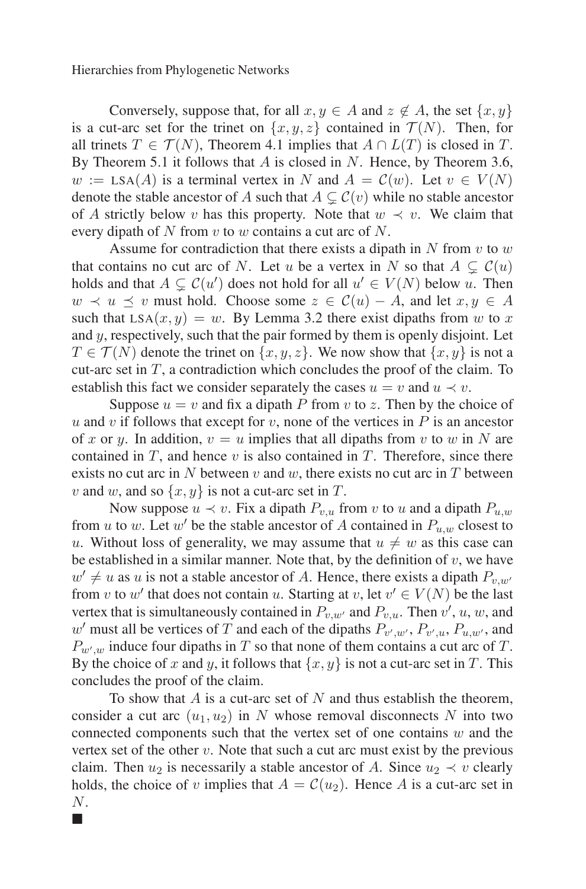Conversely, suppose that, for all $x, y \in A$ and $z \notin A$, the set $\{x, y\}$ is a cut-arc set for the trinet on $\{x, y, z\}$ contained in $\mathcal{T}(N)$. Then, for all trinets $T \in \mathcal{T}(N)$, Theorem 4.1 implies that $A \cap L(T)$ is closed in $T$. By Theorem 5.1 it follows that $A$ is closed in $N$. Hence, by Theorem 3.6, $w := \text{LSA}(A)$ is a terminal vertex in $N$ and $A = \mathcal{C}(w)$. Let $v \in V(N)$ denote the stable ancestor of $A$ such that $A \subsetneq \mathcal{C}(v)$ while no stable ancestor of $A$ strictly below $v$ has this property. Note that $w \prec v$. We claim that every dipath of $N$ from $v$ to $w$ contains a cut arc of $N$.

Assume for contradiction that there exists a dipath in $N$ from $v$ to $w$ that contains no cut arc of $N$. Let $u$ be a vertex in $N$ so that $A \subsetneq \mathcal{C}(u)$ holds and that $A \subsetneq \mathcal{C}(u')$ does not hold for all $u' \in V(N)$ below $u$. Then $w \prec u \preceq v$ must hold. Choose some $z \in \mathcal{C}(u) - A$, and let $x, y \in A$ such that $\text{LSA}(x, y) = w$. By Lemma 3.2 there exist dipaths from $w$ to $x$ and $y$, respectively, such that the pair formed by them is openly disjoint. Let $T \in \mathcal{T}(N)$ denote the trinet on $\{x, y, z\}$. We now show that $\{x, y\}$ is not a cut-arc set in $T$, a contradiction which concludes the proof of the claim. To establish this fact we consider separately the cases $u = v$ and $u \prec v$.

Suppose $u = v$ and fix a dipath $P$ from $v$ to $z$. Then by the choice of $u$ and $v$ if follows that except for $v$, none of the vertices in $P$ is an ancestor of $x$ or $y$. In addition, $v = u$ implies that all dipaths from $v$ to $w$ in $N$ are contained in $T$, and hence $v$ is also contained in $T$. Therefore, since there exists no cut arc in $N$ between $v$ and $w$, there exists no cut arc in $T$ between $v$ and $w$, and so $\{x, y\}$ is not a cut-arc set in $T$.

Now suppose $u \prec v$. Fix a dipath $P_{v,u}$ from $v$ to $u$ and a dipath $P_{u,w}$ from $u$ to $w$. Let $w'$ be the stable ancestor of $A$ contained in $P_{u,w}$ closest to $u$. Without loss of generality, we may assume that $u \neq w$ as this case can be established in a similar manner. Note that, by the definition of $v$, we have $w' \neq u$ as $u$ is not a stable ancestor of $A$. Hence, there exists a dipath $P_{v,w'}$ from $v$ to $w'$ that does not contain $u$. Starting at $v$, let $v' \in V(N)$ be the last vertex that is simultaneously contained in $P_{v,w'}$ and $P_{v,u}$. Then $v'$, $u$, $w$, and $w'$ must all be vertices of $T$ and each of the dipaths $P_{v',w'}$, $P_{v',u}$, $P_{u,w'}$, and $P_{w',w}$ induce four dipaths in $T$ so that none of them contains a cut arc of $T$. By the choice of $x$ and $y$, it follows that $\{x, y\}$ is not a cut-arc set in $T$. This concludes the proof of the claim.

To show that $A$ is a cut-arc set of $N$ and thus establish the theorem, consider a cut arc $(u_1, u_2)$ in $N$ whose removal disconnects $N$ into two connected components such that the vertex set of one contains $w$ and the vertex set of the other $v$. Note that such a cut arc must exist by the previous claim. Then $u_2$ is necessarily a stable ancestor of $A$. Since $u_2 \prec v$ clearly holds, the choice of $v$ implies that $A = \mathcal{C}(u_2)$. Hence $A$ is a cut-arc set in $N$.

■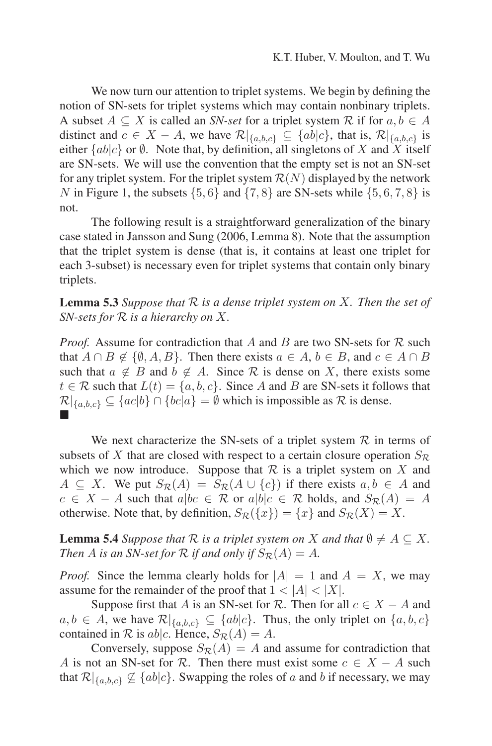We now turn our attention to triplet systems. We begin by defining the notion of SN-sets for triplet systems which may contain nonbinary triplets. A subset $A \subseteq X$ is called an *SN-set* for a triplet system $\mathcal{R}$ if for $a, b \in A$ distinct and $c \in X - A$, we have $\mathcal{R}|_{\{a,b,c\}} \subseteq \{ab|c\}$, that is, $\mathcal{R}|_{\{a,b,c\}}$ is either $\{ab|c\}$ or $\emptyset$. Note that, by definition, all singletons of $X$ and $X$ itself are SN-sets. We will use the convention that the empty set is not an SN-set for any triplet system. For the triplet system $\mathcal{R}(N)$ displayed by the network $N$ in Figure 1, the subsets $\{5, 6\}$ and $\{7, 8\}$ are SN-sets while $\{5, 6, 7, 8\}$ is not.

The following result is a straightforward generalization of the binary case stated in Jansson and Sung (2006, Lemma 8). Note that the assumption that the triplet system is dense (that is, it contains at least one triplet for each 3-subset) is necessary even for triplet systems that contain only binary triplets.

**Lemma 5.3** *Suppose that $\mathcal{R}$ is a dense triplet system on $X$. Then the set of SN-sets for $\mathcal{R}$ is a hierarchy on $X$.*

*Proof.* Assume for contradiction that $A$ and $B$ are two SN-sets for $\mathcal{R}$ such that $A \cap B \notin \{\emptyset, A, B\}$. Then there exists $a \in A$, $b \in B$, and $c \in A \cap B$ such that $a \notin B$ and $b \notin A$. Since $\mathcal{R}$ is dense on $X$, there exists some $t \in \mathcal{R}$ such that $L(t) = \{a, b, c\}$. Since $A$ and $B$ are SN-sets it follows that $\mathcal{R}|_{\{a,b,c\}} \subseteq \{ac|b\} \cap \{bc|a\} = \emptyset$ which is impossible as $\mathcal{R}$ is dense.
■

We next characterize the SN-sets of a triplet system $\mathcal{R}$ in terms of subsets of $X$ that are closed with respect to a certain closure operation $S_{\mathcal{R}}$ which we now introduce. Suppose that $\mathcal{R}$ is a triplet system on $X$ and $A \subseteq X$. We put $S_{\mathcal{R}}(A) = S_{\mathcal{R}}(A \cup \{c\})$ if there exists $a, b \in A$ and $c \in X - A$ such that $a|bc \in \mathcal{R}$ or $a|b|c \in \mathcal{R}$ holds, and $S_{\mathcal{R}}(A) = A$ otherwise. Note that, by definition, $S_{\mathcal{R}}(\{x\}) = \{x\}$ and $S_{\mathcal{R}}(X) = X$.

**Lemma 5.4** *Suppose that $\mathcal{R}$ is a triplet system on $X$ and that $\emptyset \neq A \subseteq X$. Then $A$ is an SN-set for $\mathcal{R}$ if and only if $S_{\mathcal{R}}(A) = A$.*

*Proof.* Since the lemma clearly holds for $|A| = 1$ and $A = X$, we may assume for the remainder of the proof that $1 < |A| < |X|$.

Suppose first that $A$ is an SN-set for $\mathcal{R}$. Then for all $c \in X - A$ and $a, b \in A$, we have $\mathcal{R}|_{\{a,b,c\}} \subseteq \{ab|c\}$. Thus, the only triplet on $\{a, b, c\}$ contained in $\mathcal{R}$ is $ab|c$. Hence, $S_{\mathcal{R}}(A) = A$.

Conversely, suppose $S_{\mathcal{R}}(A) = A$ and assume for contradiction that $A$ is not an SN-set for $\mathcal{R}$. Then there must exist some $c \in X - A$ such that $\mathcal{R}|_{\{a,b,c\}} \not\subseteq \{ab|c\}$. Swapping the roles of $a$ and $b$ if necessary, we may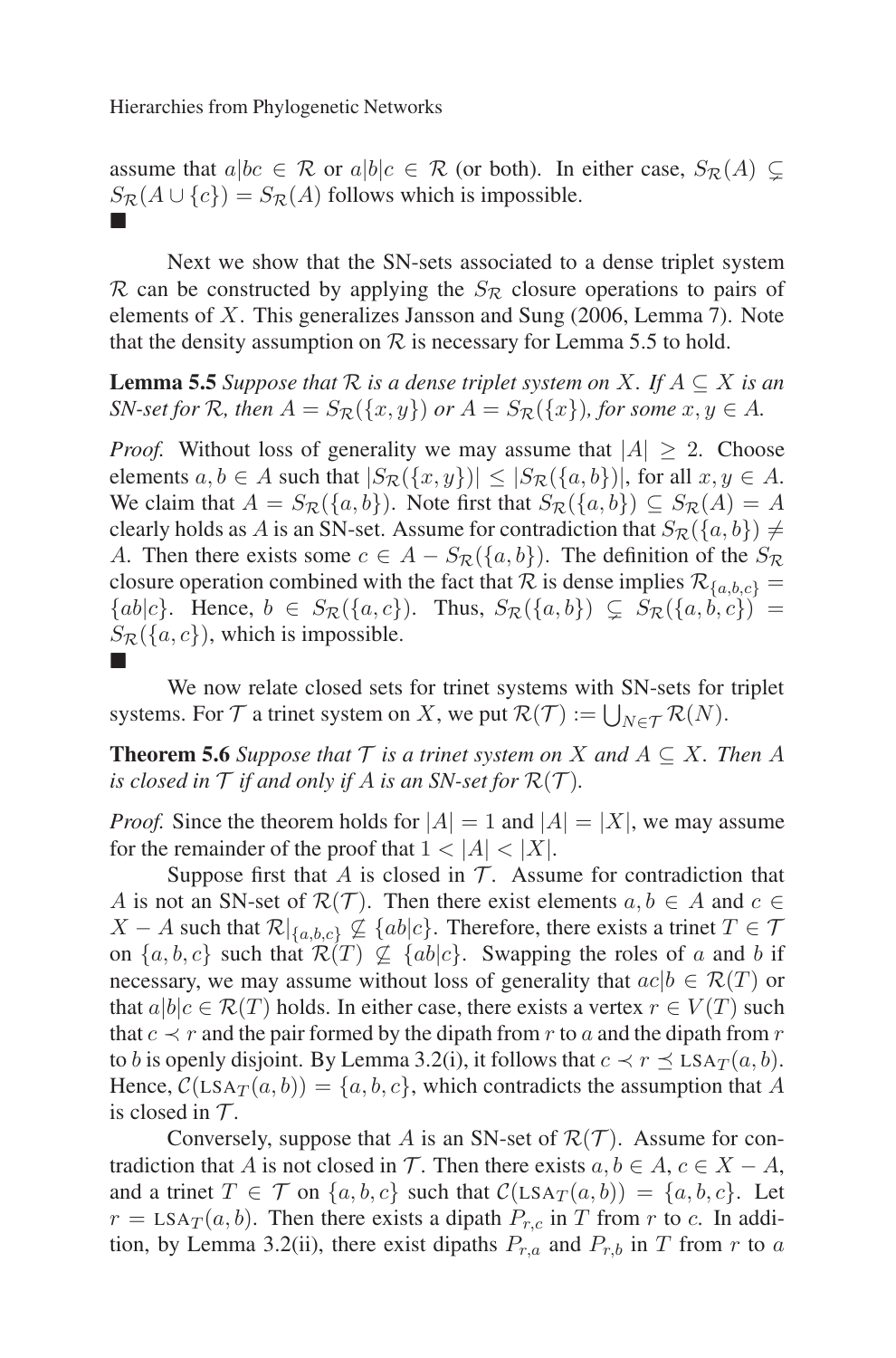assume that $a|bc \in \mathcal{R}$ or $a|b|c \in \mathcal{R}$ (or both). In either case, $S_{\mathcal{R}}(A) \subsetneq S_{\mathcal{R}}(A \cup \{c\}) = S_{\mathcal{R}}(A)$ follows which is impossible.
■

Next we show that the SN-sets associated to a dense triplet system $\mathcal{R}$ can be constructed by applying the $S_{\mathcal{R}}$ closure operations to pairs of elements of $X$. This generalizes Jansson and Sung (2006, Lemma 7). Note that the density assumption on $\mathcal{R}$ is necessary for Lemma 5.5 to hold.

**Lemma 5.5** *Suppose that $\mathcal{R}$ is a dense triplet system on $X$. If $A \subseteq X$ is an SN-set for $\mathcal{R}$, then $A = S_{\mathcal{R}}(\{x, y\})$ or $A = S_{\mathcal{R}}(\{x\})$, for some $x, y \in A$.*

*Proof.* Without loss of generality we may assume that $|A| \geq 2$. Choose elements $a, b \in A$ such that $|S_{\mathcal{R}}(\{x, y\})| \leq |S_{\mathcal{R}}(\{a, b\})|$, for all $x, y \in A$. We claim that $A = S_{\mathcal{R}}(\{a, b\})$. Note first that $S_{\mathcal{R}}(\{a, b\}) \subseteq S_{\mathcal{R}}(A) = A$ clearly holds as $A$ is an SN-set. Assume for contradiction that $S_{\mathcal{R}}(\{a, b\}) \neq A$. Then there exists some $c \in A - S_{\mathcal{R}}(\{a, b\})$. The definition of the $S_{\mathcal{R}}$ closure operation combined with the fact that $\mathcal{R}$ is dense implies $\mathcal{R}_{\{a,b,c\}} = \{ab|c\}$. Hence, $b \in S_{\mathcal{R}}(\{a, c\})$. Thus, $S_{\mathcal{R}}(\{a, b\}) \subsetneq S_{\mathcal{R}}(\{a, b, c\}) = S_{\mathcal{R}}(\{a, c\})$, which is impossible.
■

We now relate closed sets for trinet systems with SN-sets for triplet systems. For $\mathcal{T}$ a trinet system on $X$, we put $\mathcal{R}(\mathcal{T}) := \bigcup_{N \in \mathcal{T}} \mathcal{R}(N)$.

**Theorem 5.6** *Suppose that $\mathcal{T}$ is a trinet system on $X$ and $A \subseteq X$. Then $A$ is closed in $\mathcal{T}$ if and only if $A$ is an SN-set for $\mathcal{R}(\mathcal{T})$.*

*Proof.* Since the theorem holds for $|A| = 1$ and $|A| = |X|$, we may assume for the remainder of the proof that $1 < |A| < |X|$.

Suppose first that $A$ is closed in $\mathcal{T}$. Assume for contradiction that $A$ is not an SN-set of $\mathcal{R}(\mathcal{T})$. Then there exist elements $a, b \in A$ and $c \in X - A$ such that $\mathcal{R}|_{\{a,b,c\}} \not\subseteq \{ab|c\}$. Therefore, there exists a trinet $T \in \mathcal{T}$ on $\{a, b, c\}$ such that $\mathcal{R}(T) \not\subseteq \{ab|c\}$. Swapping the roles of $a$ and $b$ if necessary, we may assume without loss of generality that $ac|b \in \mathcal{R}(T)$ or that $a|b|c \in \mathcal{R}(T)$ holds. In either case, there exists a vertex $r \in V(T)$ such that $c \prec r$ and the pair formed by the dipath from $r$ to $a$ and the dipath from $r$ to $b$ is openly disjoint. By Lemma 3.2(i), it follows that $c \prec r \preceq \text{LSA}_T(a, b)$. Hence, $\mathcal{C}(\text{LSA}_T(a, b)) = \{a, b, c\}$, which contradicts the assumption that $A$ is closed in $\mathcal{T}$.

Conversely, suppose that $A$ is an SN-set of $\mathcal{R}(\mathcal{T})$. Assume for contradiction that $A$ is not closed in $\mathcal{T}$. Then there exists $a, b \in A$, $c \in X - A$, and a trinet $T \in \mathcal{T}$ on $\{a, b, c\}$ such that $\mathcal{C}(\text{LSA}_T(a, b)) = \{a, b, c\}$. Let $r = \text{LSA}_T(a, b)$. Then there exists a dipath $P_{r,c}$ in $T$ from $r$ to $c$. In addition, by Lemma 3.2(ii), there exist dipaths $P_{r,a}$ and $P_{r,b}$ in $T$ from $r$ to $a$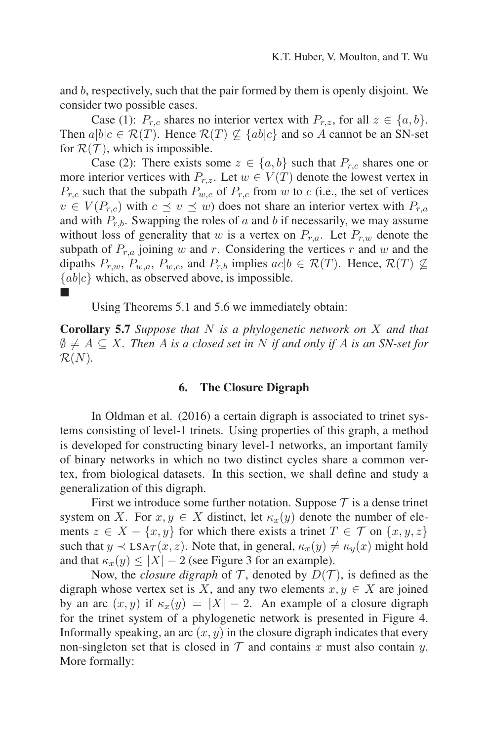and $b$, respectively, such that the pair formed by them is openly disjoint. We consider two possible cases.

Case (1): $P_{r,c}$ shares no interior vertex with $P_{r,z}$, for all $z \in \{a, b\}$. Then $a|b|c \in \mathcal{R}(T)$. Hence $\mathcal{R}(T) \not\subseteq \{ab|c\}$ and so $A$ cannot be an SN-set for $\mathcal{R}(\mathcal{T})$, which is impossible.

Case (2): There exists some $z \in \{a, b\}$ such that $P_{r,c}$ shares one or more interior vertices with $P_{r,z}$. Let $w \in V(T)$ denote the lowest vertex in $P_{r,c}$ such that the subpath $P_{w,c}$ of $P_{r,c}$ from $w$ to $c$ (i.e., the set of vertices $v \in V(P_{r,c})$ with $c \preceq v \preceq w$) does not share an interior vertex with $P_{r,a}$ and with $P_{r,b}$. Swapping the roles of $a$ and $b$ if necessarily, we may assume without loss of generality that $w$ is a vertex on $P_{r,a}$. Let $P_{r,w}$ denote the subpath of $P_{r,a}$ joining $w$ and $r$. Considering the vertices $r$ and $w$ and the dipaths $P_{r,w}$, $P_{w,a}$, $P_{w,c}$, and $P_{r,b}$ implies $ac|b \in \mathcal{R}(T)$. Hence, $\mathcal{R}(T) \not\subseteq \{ab|c\}$ which, as observed above, is impossible.
■

Using Theorems 5.1 and 5.6 we immediately obtain:

**Corollary 5.7** *Suppose that $N$ is a phylogenetic network on $X$ and that $\emptyset \neq A \subseteq X$. Then $A$ is a closed set in $N$ if and only if $A$ is an SN-set for $\mathcal{R}(N)$.*

## 6. The Closure Digraph

In Oldman et al. (2016) a certain digraph is associated to trinet systems consisting of level-1 trinets. Using properties of this graph, a method is developed for constructing binary level-1 networks, an important family of binary networks in which no two distinct cycles share a common vertex, from biological datasets. In this section, we shall define and study a generalization of this digraph.

First we introduce some further notation. Suppose $\mathcal{T}$ is a dense trinet system on $X$. For $x, y \in X$ distinct, let $\kappa_x(y)$ denote the number of elements $z \in X - \{x, y\}$ for which there exists a trinet $T \in \mathcal{T}$ on $\{x, y, z\}$ such that $y \prec \text{LSA}_T(x, z)$. Note that, in general, $\kappa_x(y) \neq \kappa_y(x)$ might hold and that $\kappa_x(y) \leq |X| - 2$ (see Figure 3 for an example).

Now, the *closure digraph* of $\mathcal{T}$, denoted by $D(\mathcal{T})$, is defined as the digraph whose vertex set is $X$, and any two elements $x, y \in X$ are joined by an arc $(x, y)$ if $\kappa_x(y) = |X| - 2$. An example of a closure digraph for the trinet system of a phylogenetic network is presented in Figure 4. Informally speaking, an arc $(x, y)$ in the closure digraph indicates that every non-singleton set that is closed in $\mathcal{T}$ and contains $x$ must also contain $y$. More formally: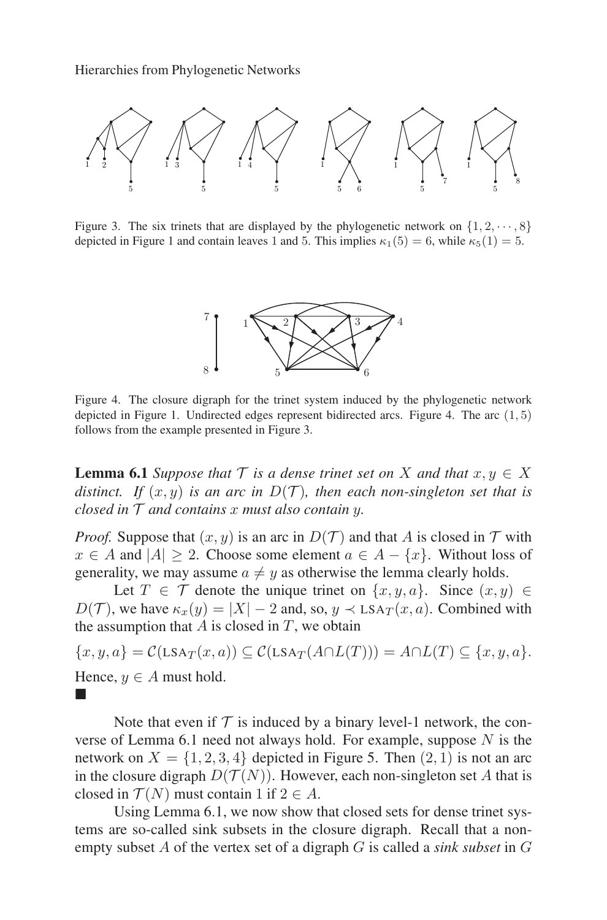Figure 3. The six trinets that are displayed by the phylogenetic network on $\{1, 2, \cdots, 8\}$ depicted in Figure 1 and contain leaves 1 and 5. This implies $\kappa_1(5) = 6$, while $\kappa_5(1) = 5$.

Figure 4. The closure digraph for the trinet system induced by the phylogenetic network depicted in Figure 1. Undirected edges represent bidirected arcs. Figure 4. The arc $(1, 5)$ follows from the example presented in Figure 3.

**Lemma 6.1** *Suppose that $\mathcal{T}$ is a dense trinet set on $X$ and that $x, y \in X$ distinct. If $(x, y)$ is an arc in $D(\mathcal{T})$, then each non-singleton set that is closed in $\mathcal{T}$ and contains $x$ must also contain $y$.*

*Proof.* Suppose that $(x, y)$ is an arc in $D(\mathcal{T})$ and that $A$ is closed in $\mathcal{T}$ with $x \in A$ and $|A| \geq 2$. Choose some element $a \in A - \{x\}$. Without loss of generality, we may assume $a \neq y$ as otherwise the lemma clearly holds.

Let $T \in \mathcal{T}$ denote the unique trinet on $\{x, y, a\}$. Since $(x, y) \in D(\mathcal{T})$, we have $\kappa_x(y) = |X| - 2$ and, so, $y \prec \text{LSA}_T(x, a)$. Combined with the assumption that $A$ is closed in $T$, we obtain

$$\{x, y, a\} = \mathcal{C}(\text{LSA}_T(x, a)) \subseteq \mathcal{C}(\text{LSA}_T(A \cap L(T))) = A \cap L(T) \subseteq \{x, y, a\}.$$

Hence, $y \in A$ must hold.
■

Note that even if $\mathcal{T}$ is induced by a binary level-1 network, the converse of Lemma 6.1 need not always hold. For example, suppose $N$ is the network on $X = \{1, 2, 3, 4\}$ depicted in Figure 5. Then $(2, 1)$ is not an arc in the closure digraph $D(\mathcal{T}(N))$. However, each non-singleton set $A$ that is closed in $\mathcal{T}(N)$ must contain 1 if $2 \in A$.

Using Lemma 6.1, we now show that closed sets for dense trinet systems are so-called sink subsets in the closure digraph. Recall that a non-empty subset $A$ of the vertex set of a digraph $G$ is called a *sink subset* in $G$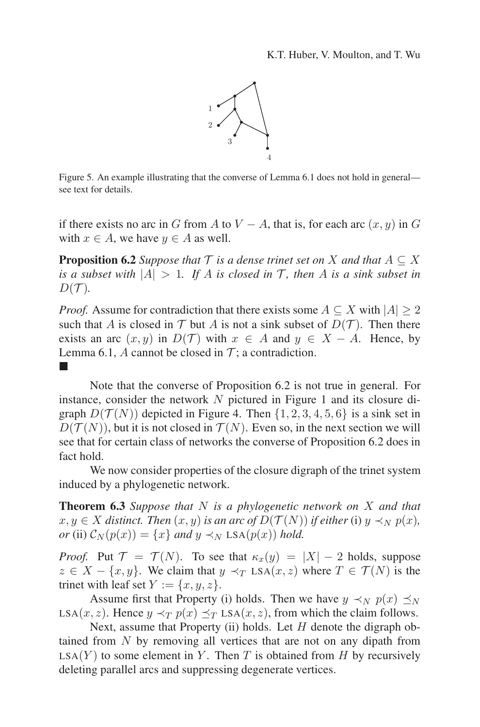Figure 5. An example illustrating that the converse of Lemma 6.1 does not hold in general—see text for details.

if there exists no arc in $G$ from $A$ to $V - A$, that is, for each arc $(x, y)$ in $G$ with $x \in A$, we have $y \in A$ as well.

**Proposition 6.2** *Suppose that $\mathcal{T}$ is a dense trinet set on $X$ and that $A \subseteq X$ is a subset with $|A| > 1$. If $A$ is closed in $\mathcal{T}$, then $A$ is a sink subset in $D(\mathcal{T})$.*

*Proof.* Assume for contradiction that there exists some $A \subseteq X$ with $|A| \geq 2$ such that $A$ is closed in $\mathcal{T}$ but $A$ is not a sink subset of $D(\mathcal{T})$. Then there exists an arc $(x, y)$ in $D(\mathcal{T})$ with $x \in A$ and $y \in X - A$. Hence, by Lemma 6.1, $A$ cannot be closed in $\mathcal{T}$; a contradiction. ■

Note that the converse of Proposition 6.2 is not true in general. For instance, consider the network $N$ pictured in Figure 1 and its closure digraph $D(\mathcal{T}(N))$ depicted in Figure 4. Then $\{1, 2, 3, 4, 5, 6\}$ is a sink set in $D(\mathcal{T}(N))$, but it is not closed in $\mathcal{T}(N)$. Even so, in the next section we will see that for certain class of networks the converse of Proposition 6.2 does in fact hold.

We now consider properties of the closure digraph of the trinet system induced by a phylogenetic network.

**Theorem 6.3** *Suppose that $N$ is a phylogenetic network on $X$ and that $x, y \in X$ distinct. Then $(x, y)$ is an arc of $D(\mathcal{T}(N))$ if either* (i) *$y \prec_N p(x)$, or* (ii) *$\mathcal{C}_N(p(x)) = \{x\}$ and $y \prec_N \text{LSA}(p(x))$ hold.*

*Proof.* Put $\mathcal{T} = \mathcal{T}(N)$. To see that $\kappa_x(y) = |X| - 2$ holds, suppose $z \in X - \{x, y\}$. We claim that $y \prec_T \text{LSA}(x, z)$ where $T \in \mathcal{T}(N)$ is the trinet with leaf set $Y := \{x, y, z\}$.

Assume first that Property (i) holds. Then we have $y \prec_N p(x) \preceq_N \text{LSA}(x, z)$. Hence $y \prec_T p(x) \preceq_T \text{LSA}(x, z)$, from which the claim follows.

Next, assume that Property (ii) holds. Let $H$ denote the digraph obtained from $N$ by removing all vertices that are not on any dipath from $\text{LSA}(Y)$ to some element in $Y$. Then $T$ is obtained from $H$ by recursively deleting parallel arcs and suppressing degenerate vertices.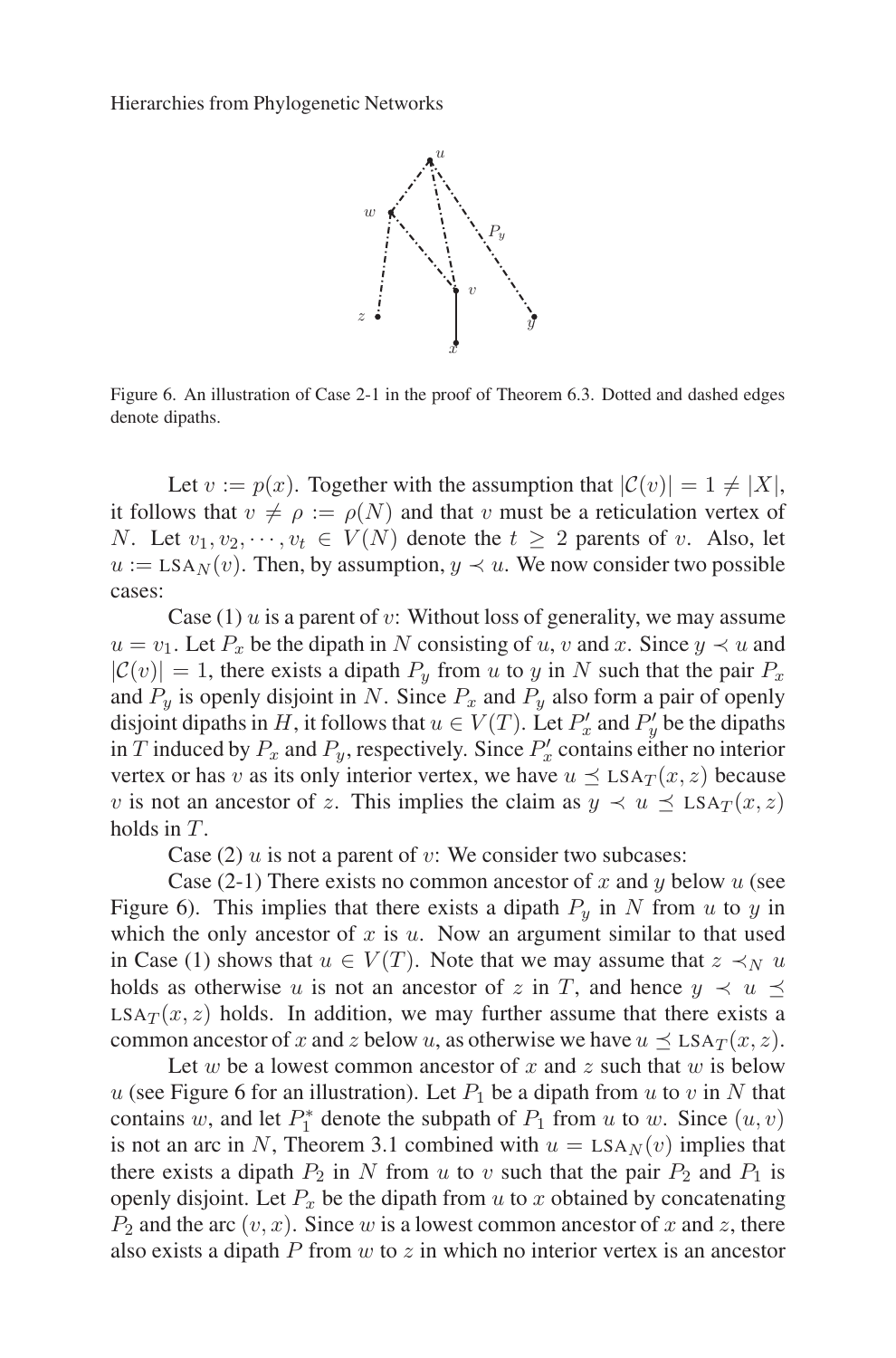Figure 6. An illustration of Case 2-1 in the proof of Theorem 6.3. Dotted and dashed edges denote dipaths.

Let $v := p(x)$. Together with the assumption that $|\mathcal{C}(v)| = 1 \neq |X|$, it follows that $v \neq \rho := \rho(N)$ and that $v$ must be a reticulation vertex of $N$. Let $v_1, v_2, \cdots, v_t \in V(N)$ denote the $t \geq 2$ parents of $v$. Also, let $u := \text{LSA}_N(v)$. Then, by assumption, $y \prec u$. We now consider two possible cases:

Case (1) $u$ is a parent of $v$: Without loss of generality, we may assume $u = v_1$. Let $P_x$ be the dipath in $N$ consisting of $u$, $v$ and $x$. Since $y \prec u$ and $|\mathcal{C}(v)| = 1$, there exists a dipath $P_y$ from $u$ to $y$ in $N$ such that the pair $P_x$ and $P_y$ is openly disjoint in $N$. Since $P_x$ and $P_y$ also form a pair of openly disjoint dipaths in $H$, it follows that $u \in V(T)$. Let $P'_x$ and $P'_y$ be the dipaths in $T$ induced by $P_x$ and $P_y$, respectively. Since $P'_x$ contains either no interior vertex or has $v$ as its only interior vertex, we have $u \preceq \text{LSA}_T(x, z)$ because $v$ is not an ancestor of $z$. This implies the claim as $y \prec u \preceq \text{LSA}_T(x, z)$ holds in $T$.

Case (2) $u$ is not a parent of $v$: We consider two subcases:

Case (2-1) There exists no common ancestor of $x$ and $y$ below $u$ (see Figure 6). This implies that there exists a dipath $P_y$ in $N$ from $u$ to $y$ in which the only ancestor of $x$ is $u$. Now an argument similar to that used in Case (1) shows that $u \in V(T)$. Note that we may assume that $z \prec_N u$ holds as otherwise $u$ is not an ancestor of $z$ in $T$, and hence $y \prec u \preceq \text{LSA}_T(x, z)$ holds. In addition, we may further assume that there exists a common ancestor of $x$ and $z$ below $u$, as otherwise we have $u \preceq \text{LSA}_T(x, z)$.

Let $w$ be a lowest common ancestor of $x$ and $z$ such that $w$ is below $u$ (see Figure 6 for an illustration). Let $P_1$ be a dipath from $u$ to $v$ in $N$ that contains $w$, and let $P^*_1$ denote the subpath of $P_1$ from $u$ to $w$. Since $(u, v)$ is not an arc in $N$, Theorem 3.1 combined with $u = \text{LSA}_N(v)$ implies that there exists a dipath $P_2$ in $N$ from $u$ to $v$ such that the pair $P_2$ and $P_1$ is openly disjoint. Let $P_x$ be the dipath from $u$ to $x$ obtained by concatenating $P_2$ and the arc $(v, x)$. Since $w$ is a lowest common ancestor of $x$ and $z$, there also exists a dipath $P$ from $w$ to $z$ in which no interior vertex is an ancestor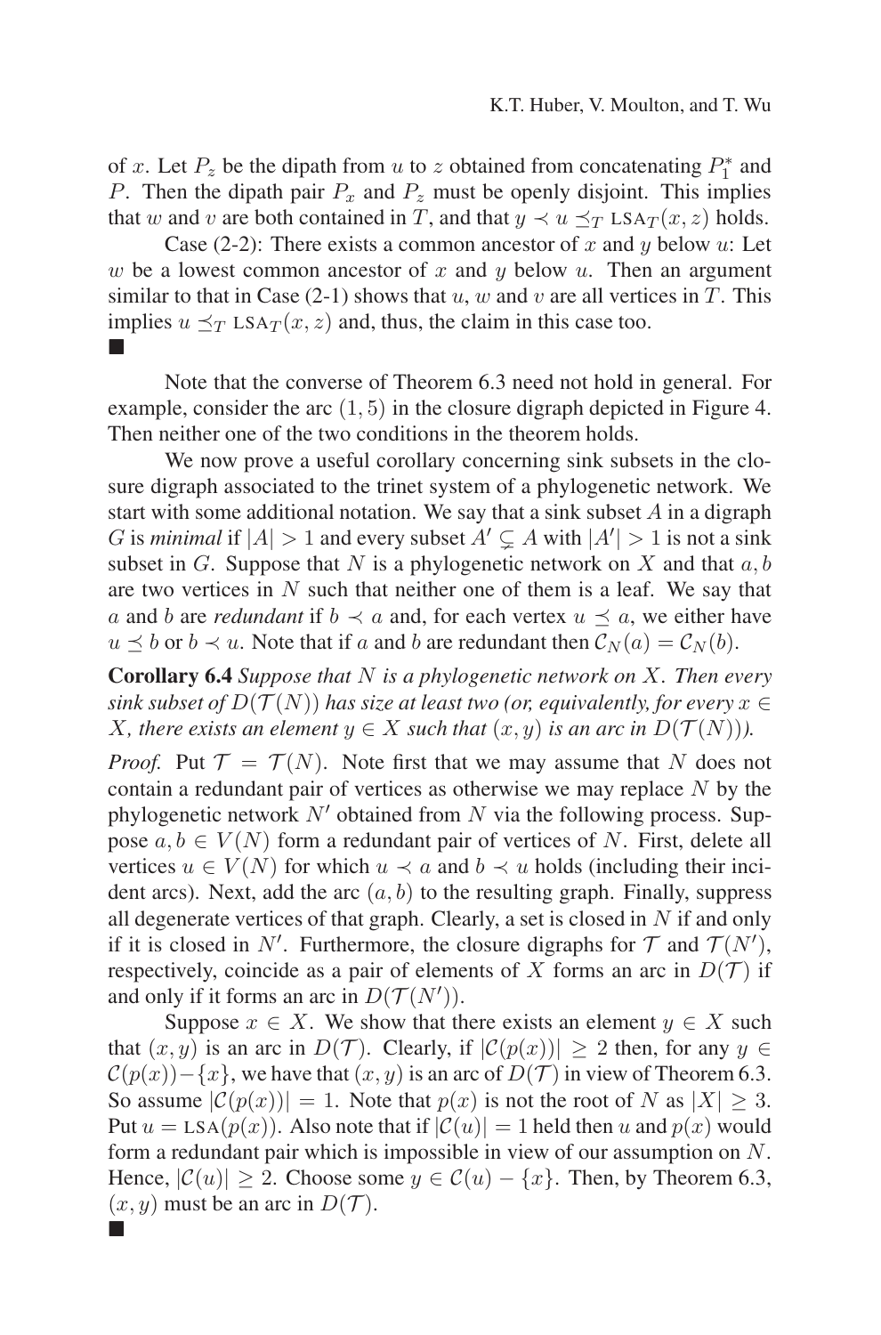of $x$. Let $P_z$ be the dipath from $u$ to $z$ obtained from concatenating $P_1^*$ and $P$. Then the dipath pair $P_x$ and $P_z$ must be openly disjoint. This implies that $w$ and $v$ are both contained in $T$, and that $y \prec u \preceq_T \text{LSA}_T(x, z)$ holds.

Case (2-2): There exists a common ancestor of $x$ and $y$ below $u$: Let $w$ be a lowest common ancestor of $x$ and $y$ below $u$. Then an argument similar to that in Case (2-1) shows that $u$, $w$ and $v$ are all vertices in $T$. This implies $u \preceq_T \text{LSA}_T(x, z)$ and, thus, the claim in this case too. ■

Note that the converse of Theorem 6.3 need not hold in general. For example, consider the arc $(1, 5)$ in the closure digraph depicted in Figure 4. Then neither one of the two conditions in the theorem holds.

We now prove a useful corollary concerning sink subsets in the closure digraph associated to the trinet system of a phylogenetic network. We start with some additional notation. We say that a sink subset $A$ in a digraph $G$ is *minimal* if $|A| > 1$ and every subset $A' \subsetneq A$ with $|A'| > 1$ is not a sink subset in $G$. Suppose that $N$ is a phylogenetic network on $X$ and that $a, b$ are two vertices in $N$ such that neither one of them is a leaf. We say that $a$ and $b$ are *redundant* if $b \prec a$ and, for each vertex $u \preceq a$, we either have $u \preceq b$ or $b \prec u$. Note that if $a$ and $b$ are redundant then $\mathcal{C}_N(a) = \mathcal{C}_N(b)$.

**Corollary 6.4** *Suppose that $N$ is a phylogenetic network on $X$. Then every sink subset of $D(\mathcal{T}(N))$ has size at least two (or, equivalently, for every $x \in X$, there exists an element $y \in X$ such that $(x, y)$ is an arc in $D(\mathcal{T}(N))$).*

*Proof.* Put $\mathcal{T} = \mathcal{T}(N)$. Note first that we may assume that $N$ does not contain a redundant pair of vertices as otherwise we may replace $N$ by the phylogenetic network $N'$ obtained from $N$ via the following process. Suppose $a, b \in V(N)$ form a redundant pair of vertices of $N$. First, delete all vertices $u \in V(N)$ for which $u \prec a$ and $b \prec u$ holds (including their incident arcs). Next, add the arc $(a, b)$ to the resulting graph. Finally, suppress all degenerate vertices of that graph. Clearly, a set is closed in $N$ if and only if it is closed in $N'$. Furthermore, the closure digraphs for $\mathcal{T}$ and $\mathcal{T}(N')$, respectively, coincide as a pair of elements of $X$ forms an arc in $D(\mathcal{T})$ if and only if it forms an arc in $D(\mathcal{T}(N'))$.

Suppose $x \in X$. We show that there exists an element $y \in X$ such that $(x, y)$ is an arc in $D(\mathcal{T})$. Clearly, if $|\mathcal{C}(p(x))| \geq 2$ then, for any $y \in \mathcal{C}(p(x)) - \{x\}$, we have that $(x, y)$ is an arc of $D(\mathcal{T})$ in view of Theorem 6.3. So assume $|\mathcal{C}(p(x))| = 1$. Note that $p(x)$ is not the root of $N$ as $|X| \geq 3$. Put $u = \text{LSA}(p(x))$. Also note that if $|\mathcal{C}(u)| = 1$ held then $u$ and $p(x)$ would form a redundant pair which is impossible in view of our assumption on $N$. Hence, $|\mathcal{C}(u)| \geq 2$. Choose some $y \in \mathcal{C}(u) - \{x\}$. Then, by Theorem 6.3, $(x, y)$ must be an arc in $D(\mathcal{T})$. ■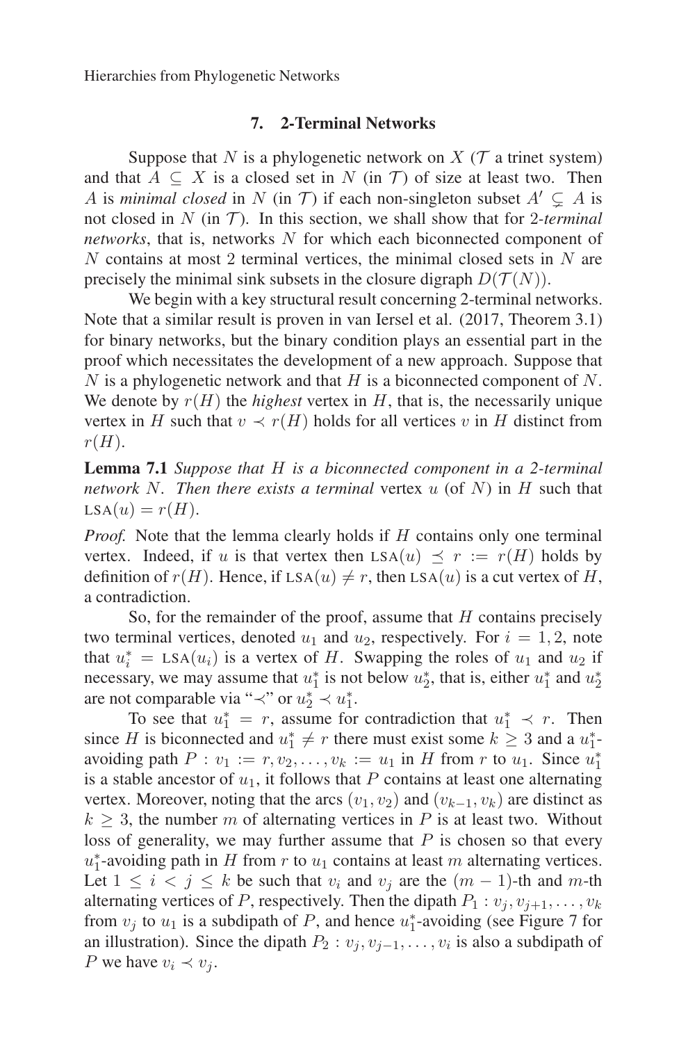## 7. 2-Terminal Networks

Suppose that $N$ is a phylogenetic network on $X$ ($\mathcal{T}$ a trinet system) and that $A \subseteq X$ is a closed set in $N$ (in $\mathcal{T}$) of size at least two. Then $A$ is *minimal closed* in $N$ (in $\mathcal{T}$) if each non-singleton subset $A' \subsetneq A$ is not closed in $N$ (in $\mathcal{T}$). In this section, we shall show that for *2-terminal networks*, that is, networks $N$ for which each biconnected component of $N$ contains at most 2 terminal vertices, the minimal closed sets in $N$ are precisely the minimal sink subsets in the closure digraph $D(\mathcal{T}(N))$.

We begin with a key structural result concerning 2-terminal networks. Note that a similar result is proven in van Iersel et al. (2017, Theorem 3.1) for binary networks, but the binary condition plays an essential part in the proof which necessitates the development of a new approach. Suppose that $N$ is a phylogenetic network and that $H$ is a biconnected component of $N$. We denote by $r(H)$ the *highest* vertex in $H$, that is, the necessarily unique vertex in $H$ such that $v \prec r(H)$ holds for all vertices $v$ in $H$ distinct from $r(H)$.

**Lemma 7.1** *Suppose that $H$ is a biconnected component in a 2-terminal network $N$. Then there exists a terminal* vertex $u$ (of $N$) in $H$ such that $\text{LSA}(u) = r(H)$.

*Proof.* Note that the lemma clearly holds if $H$ contains only one terminal vertex. Indeed, if $u$ is that vertex then $\text{LSA}(u) \preceq r := r(H)$ holds by definition of $r(H)$. Hence, if $\text{LSA}(u) \neq r$, then $\text{LSA}(u)$ is a cut vertex of $H$, a contradiction.

So, for the remainder of the proof, assume that $H$ contains precisely two terminal vertices, denoted $u_1$ and $u_2$, respectively. For $i = 1, 2$, note that $u_i^* = \text{LSA}(u_i)$ is a vertex of $H$. Swapping the roles of $u_1$ and $u_2$ if necessary, we may assume that $u_1^*$ is not below $u_2^*$, that is, either $u_1^*$ and $u_2^*$ are not comparable via "$\prec$" or $u_2^* \prec u_1^*$.

To see that $u_1^* = r$, assume for contradiction that $u_1^* \prec r$. Then since $H$ is biconnected and $u_1^* \neq r$ there must exist some $k \geq 3$ and a $u_1^*$-avoiding path $P : v_1 := r, v_2, \ldots, v_k := u_1$ in $H$ from $r$ to $u_1$. Since $u_1^*$ is a stable ancestor of $u_1$, it follows that $P$ contains at least one alternating vertex. Moreover, noting that the arcs $(v_1, v_2)$ and $(v_{k-1}, v_k)$ are distinct as $k \geq 3$, the number $m$ of alternating vertices in $P$ is at least two. Without loss of generality, we may further assume that $P$ is chosen so that every $u_1^*$-avoiding path in $H$ from $r$ to $u_1$ contains at least $m$ alternating vertices. Let $1 \leq i < j \leq k$ be such that $v_i$ and $v_j$ are the $(m-1)$-th and $m$-th alternating vertices of $P$, respectively. Then the dipath $P_1 : v_j, v_{j+1}, \ldots, v_k$ from $v_j$ to $u_1$ is a subdipath of $P$, and hence $u_1^*$-avoiding (see Figure 7 for an illustration). Since the dipath $P_2 : v_j, v_{j-1}, \ldots, v_i$ is also a subdipath of $P$ we have $v_i \prec v_j$.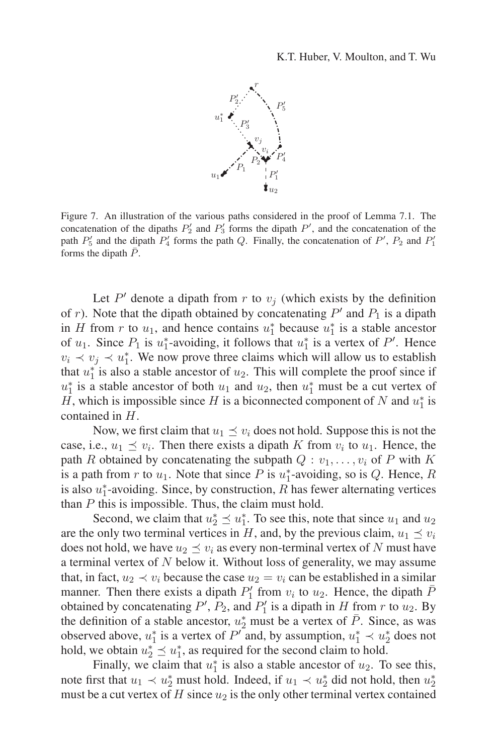Figure 7. An illustration of the various paths considered in the proof of Lemma 7.1. The concatenation of the dipaths $P_2'$ and $P_3'$ forms the dipath $P'$, and the concatenation of the path $P_5'$ and the dipath $P_4'$ forms the path $Q$. Finally, the concatenation of $P'$, $P_2$ and $P_1'$ forms the dipath $\bar{P}$.

Let $P'$ denote a dipath from $r$ to $v_j$ (which exists by the definition of $r$). Note that the dipath obtained by concatenating $P'$ and $P_1$ is a dipath in $H$ from $r$ to $u_1$, and hence contains $u_1^*$ because $u_1^*$ is a stable ancestor of $u_1$. Since $P_1$ is $u_1^*$-avoiding, it follows that $u_1^*$ is a vertex of $P'$. Hence $v_i \prec v_j \prec u_1^*$. We now prove three claims which will allow us to establish that $u_1^*$ is also a stable ancestor of $u_2$. This will complete the proof since if $u_1^*$ is a stable ancestor of both $u_1$ and $u_2$, then $u_1^*$ must be a cut vertex of $H$, which is impossible since $H$ is a biconnected component of $N$ and $u_1^*$ is contained in $H$.

Now, we first claim that $u_1 \preceq v_i$ does not hold. Suppose this is not the case, i.e., $u_1 \preceq v_i$. Then there exists a dipath $K$ from $v_i$ to $u_1$. Hence, the path $R$ obtained by concatenating the subpath $Q : v_1, \dots, v_i$ of $P$ with $K$ is a path from $r$ to $u_1$. Note that since $P$ is $u_1^*$-avoiding, so is $Q$. Hence, $R$ is also $u_1^*$-avoiding. Since, by construction, $R$ has fewer alternating vertices than $P$ this is impossible. Thus, the claim must hold.

Second, we claim that $u_2^* \preceq u_1^*$. To see this, note that since $u_1$ and $u_2$ are the only two terminal vertices in $H$, and, by the previous claim, $u_1 \preceq v_i$ does not hold, we have $u_2 \preceq v_i$ as every non-terminal vertex of $N$ must have a terminal vertex of $N$ below it. Without loss of generality, we may assume that, in fact, $u_2 \prec v_i$ because the case $u_2 = v_i$ can be established in a similar manner. Then there exists a dipath $P_1'$ from $v_i$ to $u_2$. Hence, the dipath $\bar{P}$ obtained by concatenating $P'$, $P_2$, and $P_1'$ is a dipath in $H$ from $r$ to $u_2$. By the definition of a stable ancestor, $u_2^*$ must be a vertex of $\bar{P}$. Since, as was observed above, $u_1^*$ is a vertex of $P'$ and, by assumption, $u_1^* \prec u_2^*$ does not hold, we obtain $u_2^* \preceq u_1^*$, as required for the second claim to hold.

Finally, we claim that $u_1^*$ is also a stable ancestor of $u_2$. To see this, note first that $u_1 \prec u_2^*$ must hold. Indeed, if $u_1 \prec u_2^*$ did not hold, then $u_2^*$ must be a cut vertex of $H$ since $u_2$ is the only other terminal vertex contained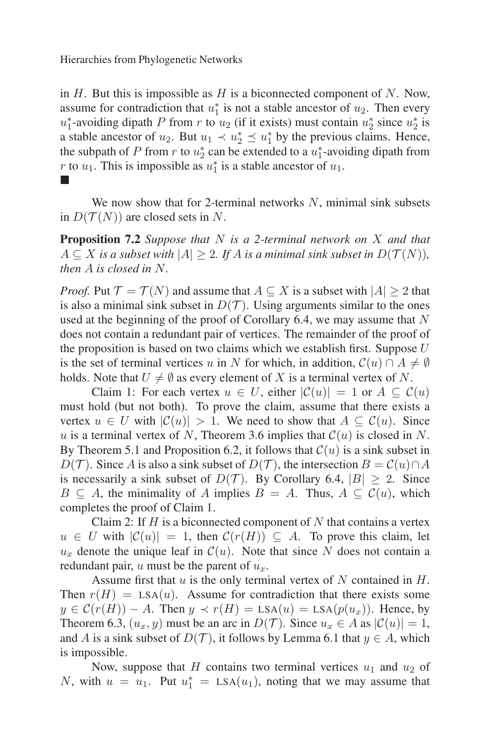in $H$. But this is impossible as $H$ is a biconnected component of $N$. Now, assume for contradiction that $u_1^*$ is not a stable ancestor of $u_2$. Then every $u_1^*$-avoiding dipath $P$ from $r$ to $u_2$ (if it exists) must contain $u_2^*$ since $u_2^*$ is a stable ancestor of $u_2$. But $u_1 \prec u_2^* \preceq u_1^*$ by the previous claims. Hence, the subpath of $P$ from $r$ to $u_2^*$ can be extended to a $u_1^*$-avoiding dipath from $r$ to $u_1$. This is impossible as $u_1^*$ is a stable ancestor of $u_1$.
■

We now show that for 2-terminal networks $N$, minimal sink subsets in $D(\mathcal{T}(N))$ are closed sets in $N$.

**Proposition 7.2** *Suppose that $N$ is a 2-terminal network on $X$ and that $A \subseteq X$ is a subset with $|A| \geq 2$. If $A$ is a minimal sink subset in $D(\mathcal{T}(N))$, then $A$ is closed in $N$.*

*Proof.* Put $\mathcal{T} = \mathcal{T}(N)$ and assume that $A \subseteq X$ is a subset with $|A| \geq 2$ that is also a minimal sink subset in $D(\mathcal{T})$. Using arguments similar to the ones used at the beginning of the proof of Corollary 6.4, we may assume that $N$ does not contain a redundant pair of vertices. The remainder of the proof of the proposition is based on two claims which we establish first. Suppose $U$ is the set of terminal vertices $u$ in $N$ for which, in addition, $\mathcal{C}(u) \cap A \neq \emptyset$ holds. Note that $U \neq \emptyset$ as every element of $X$ is a terminal vertex of $N$.

Claim 1: For each vertex $u \in U$, either $|\mathcal{C}(u)| = 1$ or $A \subseteq \mathcal{C}(u)$ must hold (but not both). To prove the claim, assume that there exists a vertex $u \in U$ with $|\mathcal{C}(u)| > 1$. We need to show that $A \subseteq \mathcal{C}(u)$. Since $u$ is a terminal vertex of $N$, Theorem 3.6 implies that $\mathcal{C}(u)$ is closed in $N$. By Theorem 5.1 and Proposition 6.2, it follows that $\mathcal{C}(u)$ is a sink subset in $D(\mathcal{T})$. Since $A$ is also a sink subset of $D(\mathcal{T})$, the intersection $B = \mathcal{C}(u) \cap A$ is necessarily a sink subset of $D(\mathcal{T})$. By Corollary 6.4, $|B| \geq 2$. Since $B \subseteq A$, the minimality of $A$ implies $B = A$. Thus, $A \subseteq \mathcal{C}(u)$, which completes the proof of Claim 1.

Claim 2: If $H$ is a biconnected component of $N$ that contains a vertex $u \in U$ with $|\mathcal{C}(u)| = 1$, then $\mathcal{C}(r(H)) \subseteq A$. To prove this claim, let $u_x$ denote the unique leaf in $\mathcal{C}(u)$. Note that since $N$ does not contain a redundant pair, $u$ must be the parent of $u_x$.

Assume first that $u$ is the only terminal vertex of $N$ contained in $H$. Then $r(H) = \text{LSA}(u)$. Assume for contradiction that there exists some $y \in \mathcal{C}(r(H)) - A$. Then $y \prec r(H) = \text{LSA}(u) = \text{LSA}(p(u_x))$. Hence, by Theorem 6.3, $(u_x, y)$ must be an arc in $D(\mathcal{T})$. Since $u_x \in A$ as $|\mathcal{C}(u)| = 1$, and $A$ is a sink subset of $D(\mathcal{T})$, it follows by Lemma 6.1 that $y \in A$, which is impossible.

Now, suppose that $H$ contains two terminal vertices $u_1$ and $u_2$ of $N$, with $u = u_1$. Put $u_1^* = \text{LSA}(u_1)$, noting that we may assume that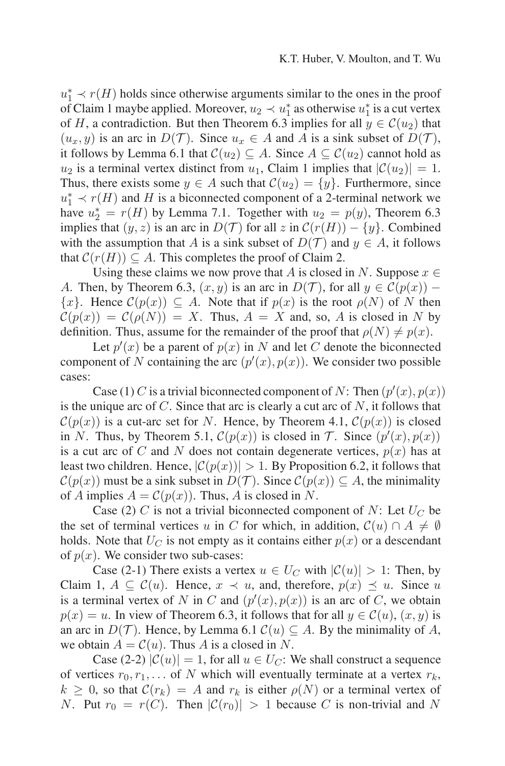$u_1^* \prec r(H)$ holds since otherwise arguments similar to the ones in the proof of Claim 1 maybe applied. Moreover, $u_2 \prec u_1^*$ as otherwise $u_1^*$ is a cut vertex of $H$, a contradiction. But then Theorem 6.3 implies for all $y \in \mathcal{C}(u_2)$ that $(u_x, y)$ is an arc in $D(\mathcal{T})$. Since $u_x \in A$ and $A$ is a sink subset of $D(\mathcal{T})$, it follows by Lemma 6.1 that $\mathcal{C}(u_2) \subseteq A$. Since $A \subseteq \mathcal{C}(u_2)$ cannot hold as $u_2$ is a terminal vertex distinct from $u_1$, Claim 1 implies that $|\mathcal{C}(u_2)| = 1$. Thus, there exists some $y \in A$ such that $\mathcal{C}(u_2) = \{y\}$. Furthermore, since $u_1^* \prec r(H)$ and $H$ is a biconnected component of a 2-terminal network we have $u_2^* = r(H)$ by Lemma 7.1. Together with $u_2 = p(y)$, Theorem 6.3 implies that $(y, z)$ is an arc in $D(\mathcal{T})$ for all $z$ in $\mathcal{C}(r(H)) - \{y\}$. Combined with the assumption that $A$ is a sink subset of $D(\mathcal{T})$ and $y \in A$, it follows that $\mathcal{C}(r(H)) \subseteq A$. This completes the proof of Claim 2.

Using these claims we now prove that $A$ is closed in $N$. Suppose $x \in A$. Then, by Theorem 6.3, $(x, y)$ is an arc in $D(\mathcal{T})$, for all $y \in \mathcal{C}(p(x)) - \{x\}$. Hence $\mathcal{C}(p(x)) \subseteq A$. Note that if $p(x)$ is the root $\rho(N)$ of $N$ then $\mathcal{C}(p(x)) = \mathcal{C}(\rho(N)) = X$. Thus, $A = X$ and, so, $A$ is closed in $N$ by definition. Thus, assume for the remainder of the proof that $\rho(N) \neq p(x)$.

Let $p'(x)$ be a parent of $p(x)$ in $N$ and let $C$ denote the biconnected component of $N$ containing the arc $(p'(x), p(x))$. We consider two possible cases:

Case (1) $C$ is a trivial biconnected component of $N$: Then $(p'(x), p(x))$ is the unique arc of $C$. Since that arc is clearly a cut arc of $N$, it follows that $\mathcal{C}(p(x))$ is a cut-arc set for $N$. Hence, by Theorem 4.1, $\mathcal{C}(p(x))$ is closed in $N$. Thus, by Theorem 5.1, $\mathcal{C}(p(x))$ is closed in $\mathcal{T}$. Since $(p'(x), p(x))$ is a cut arc of $C$ and $N$ does not contain degenerate vertices, $p(x)$ has at least two children. Hence, $|\mathcal{C}(p(x))| > 1$. By Proposition 6.2, it follows that $\mathcal{C}(p(x))$ must be a sink subset in $D(\mathcal{T})$. Since $\mathcal{C}(p(x)) \subseteq A$, the minimality of $A$ implies $A = \mathcal{C}(p(x))$. Thus, $A$ is closed in $N$.

Case (2) $C$ is not a trivial biconnected component of $N$: Let $U_C$ be the set of terminal vertices $u$ in $C$ for which, in addition, $\mathcal{C}(u) \cap A \neq \emptyset$ holds. Note that $U_C$ is not empty as it contains either $p(x)$ or a descendant of $p(x)$. We consider two sub-cases:

Case (2-1) There exists a vertex $u \in U_C$ with $|\mathcal{C}(u)| > 1$: Then, by Claim 1, $A \subseteq \mathcal{C}(u)$. Hence, $x \prec u$, and, therefore, $p(x) \preceq u$. Since $u$ is a terminal vertex of $N$ in $C$ and $(p'(x), p(x))$ is an arc of $C$, we obtain $p(x) = u$. In view of Theorem 6.3, it follows that for all $y \in \mathcal{C}(u)$, $(x, y)$ is an arc in $D(\mathcal{T})$. Hence, by Lemma 6.1 $\mathcal{C}(u) \subseteq A$. By the minimality of $A$, we obtain $A = \mathcal{C}(u)$. Thus $A$ is a closed in $N$.

Case (2-2) $|\mathcal{C}(u)| = 1$, for all $u \in U_C$: We shall construct a sequence of vertices $r_0, r_1, \ldots$ of $N$ which will eventually terminate at a vertex $r_k$, $k \geq 0$, so that $\mathcal{C}(r_k) = A$ and $r_k$ is either $\rho(N)$ or a terminal vertex of $N$. Put $r_0 = r(C)$. Then $|\mathcal{C}(r_0)| > 1$ because $C$ is non-trivial and $N$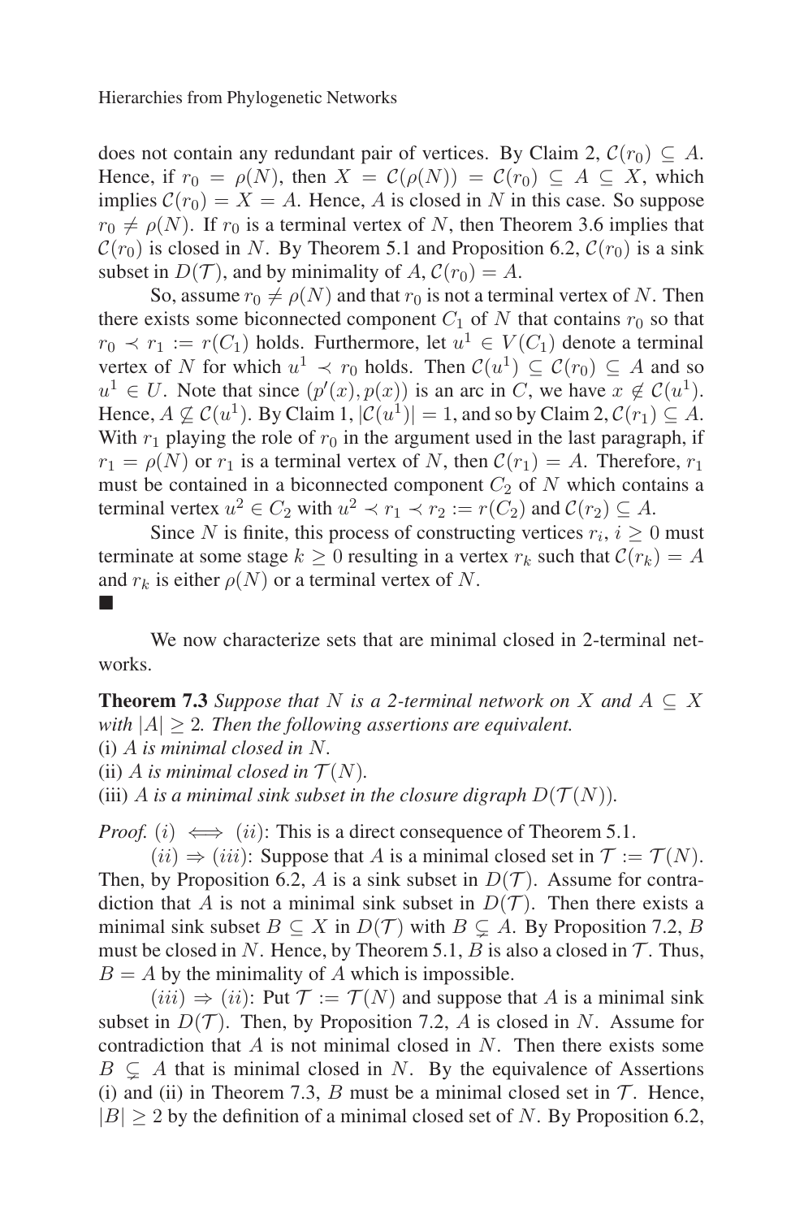does not contain any redundant pair of vertices. By Claim 2, $\mathcal{C}(r_0) \subseteq A$. Hence, if $r_0 = \rho(N)$, then $X = \mathcal{C}(\rho(N)) = \mathcal{C}(r_0) \subseteq A \subseteq X$, which implies $\mathcal{C}(r_0) = X = A$. Hence, $A$ is closed in $N$ in this case. So suppose $r_0 \neq \rho(N)$. If $r_0$ is a terminal vertex of $N$, then Theorem 3.6 implies that $\mathcal{C}(r_0)$ is closed in $N$. By Theorem 5.1 and Proposition 6.2, $\mathcal{C}(r_0)$ is a sink subset in $D(\mathcal{T})$, and by minimality of $A$, $\mathcal{C}(r_0) = A$.

So, assume $r_0 \neq \rho(N)$ and that $r_0$ is not a terminal vertex of $N$. Then there exists some biconnected component $C_1$ of $N$ that contains $r_0$ so that $r_0 \prec r_1 := r(C_1)$ holds. Furthermore, let $u^1 \in V(C_1)$ denote a terminal vertex of $N$ for which $u^1 \prec r_0$ holds. Then $\mathcal{C}(u^1) \subseteq \mathcal{C}(r_0) \subseteq A$ and so $u^1 \in U$. Note that since $(p'(x), p(x))$ is an arc in $C$, we have $x \notin \mathcal{C}(u^1)$. Hence, $A \not\subseteq \mathcal{C}(u^1)$. By Claim 1, $|\mathcal{C}(u^1)| = 1$, and so by Claim 2, $\mathcal{C}(r_1) \subseteq A$. With $r_1$ playing the role of $r_0$ in the argument used in the last paragraph, if $r_1 = \rho(N)$ or $r_1$ is a terminal vertex of $N$, then $\mathcal{C}(r_1) = A$. Therefore, $r_1$ must be contained in a biconnected component $C_2$ of $N$ which contains a terminal vertex $u^2 \in C_2$ with $u^2 \prec r_1 \prec r_2 := r(C_2)$ and $\mathcal{C}(r_2) \subseteq A$.

Since $N$ is finite, this process of constructing vertices $r_i$, $i \geq 0$ must terminate at some stage $k \geq 0$ resulting in a vertex $r_k$ such that $\mathcal{C}(r_k) = A$ and $r_k$ is either $\rho(N)$ or a terminal vertex of $N$.

■

We now characterize sets that are minimal closed in 2-terminal networks.

**Theorem 7.3** *Suppose that $N$ is a 2-terminal network on $X$ and $A \subseteq X$ with $|A| \geq 2$. Then the following assertions are equivalent.*
(i) *$A$ is minimal closed in $N$.*
(ii) *$A$ is minimal closed in $\mathcal{T}(N)$.*
(iii) *$A$ is a minimal sink subset in the closure digraph $D(\mathcal{T}(N))$.*

*Proof.* $(i) \iff (ii)$: This is a direct consequence of Theorem 5.1.

$(ii) \Rightarrow (iii)$: Suppose that $A$ is a minimal closed set in $\mathcal{T} := \mathcal{T}(N)$. Then, by Proposition 6.2, $A$ is a sink subset in $D(\mathcal{T})$. Assume for contradiction that $A$ is not a minimal sink subset in $D(\mathcal{T})$. Then there exists a minimal sink subset $B \subseteq X$ in $D(\mathcal{T})$ with $B \subsetneq A$. By Proposition 7.2, $B$ must be closed in $N$. Hence, by Theorem 5.1, $B$ is also a closed in $\mathcal{T}$. Thus, $B = A$ by the minimality of $A$ which is impossible.

$(iii) \Rightarrow (ii)$: Put $\mathcal{T} := \mathcal{T}(N)$ and suppose that $A$ is a minimal sink subset in $D(\mathcal{T})$. Then, by Proposition 7.2, $A$ is closed in $N$. Assume for contradiction that $A$ is not minimal closed in $N$. Then there exists some $B \subsetneq A$ that is minimal closed in $N$. By the equivalence of Assertions (i) and (ii) in Theorem 7.3, $B$ must be a minimal closed set in $\mathcal{T}$. Hence, $|B| \geq 2$ by the definition of a minimal closed set of $N$. By Proposition 6.2,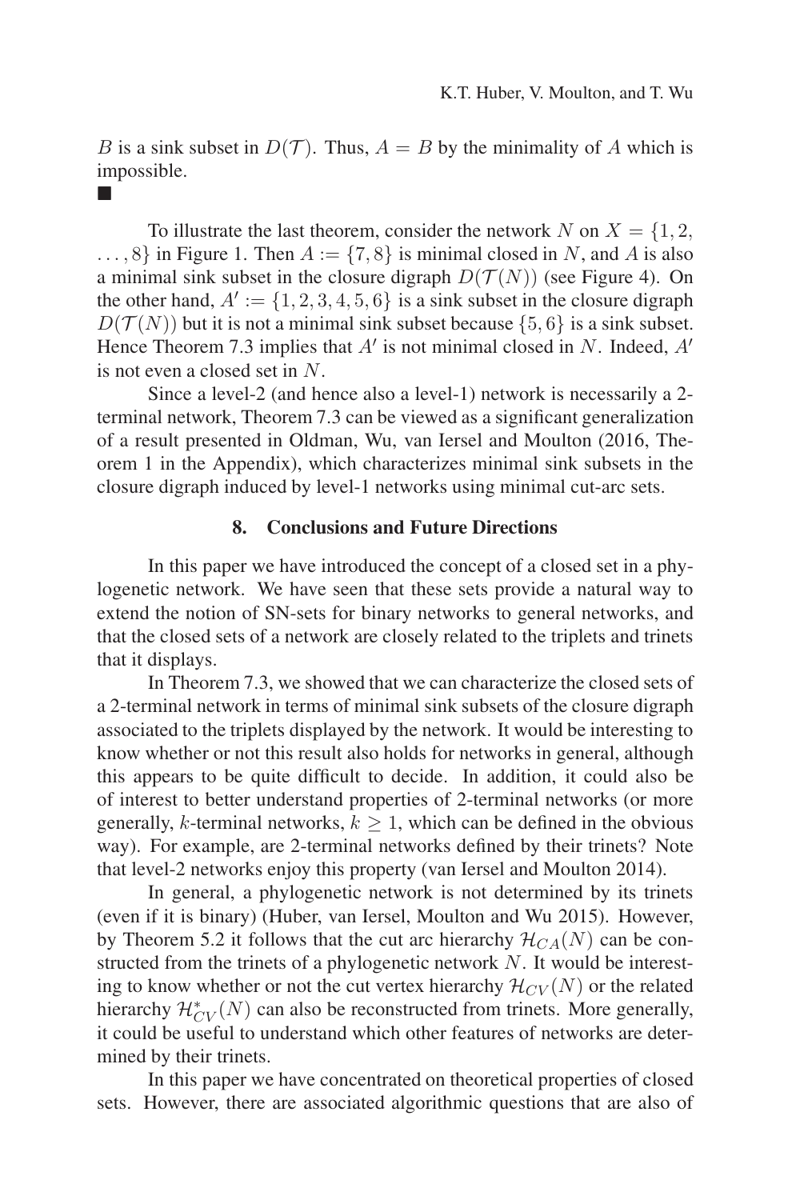$B$ is a sink subset in $D(\mathcal{T})$. Thus, $A = B$ by the minimality of $A$ which is impossible.
■

To illustrate the last theorem, consider the network $N$ on $X = \{1, 2, \dots, 8\}$ in Figure 1. Then $A := \{7, 8\}$ is minimal closed in $N$, and $A$ is also a minimal sink subset in the closure digraph $D(\mathcal{T}(N))$ (see Figure 4). On the other hand, $A' := \{1, 2, 3, 4, 5, 6\}$ is a sink subset in the closure digraph $D(\mathcal{T}(N))$ but it is not a minimal sink subset because $\{5, 6\}$ is a sink subset. Hence Theorem 7.3 implies that $A'$ is not minimal closed in $N$. Indeed, $A'$ is not even a closed set in $N$.

Since a level-2 (and hence also a level-1) network is necessarily a 2-terminal network, Theorem 7.3 can be viewed as a significant generalization of a result presented in Oldman, Wu, van Iersel and Moulton (2016, Theorem 1 in the Appendix), which characterizes minimal sink subsets in the closure digraph induced by level-1 networks using minimal cut-arc sets.

## 8. Conclusions and Future Directions

In this paper we have introduced the concept of a closed set in a phylogenetic network. We have seen that these sets provide a natural way to extend the notion of SN-sets for binary networks to general networks, and that the closed sets of a network are closely related to the triplets and trinets that it displays.

In Theorem 7.3, we showed that we can characterize the closed sets of a 2-terminal network in terms of minimal sink subsets of the closure digraph associated to the triplets displayed by the network. It would be interesting to know whether or not this result also holds for networks in general, although this appears to be quite difficult to decide. In addition, it could also be of interest to better understand properties of 2-terminal networks (or more generally, $k$-terminal networks, $k \geq 1$, which can be defined in the obvious way). For example, are 2-terminal networks defined by their trinets? Note that level-2 networks enjoy this property (van Iersel and Moulton 2014).

In general, a phylogenetic network is not determined by its trinets (even if it is binary) (Huber, van Iersel, Moulton and Wu 2015). However, by Theorem 5.2 it follows that the cut arc hierarchy $\mathcal{H}_{CA}(N)$ can be constructed from the trinets of a phylogenetic network $N$. It would be interesting to know whether or not the cut vertex hierarchy $\mathcal{H}_{CV}(N)$ or the related hierarchy $\mathcal{H}^*_{CV}(N)$ can also be reconstructed from trinets. More generally, it could be useful to understand which other features of networks are determined by their trinets.

In this paper we have concentrated on theoretical properties of closed sets. However, there are associated algorithmic questions that are also of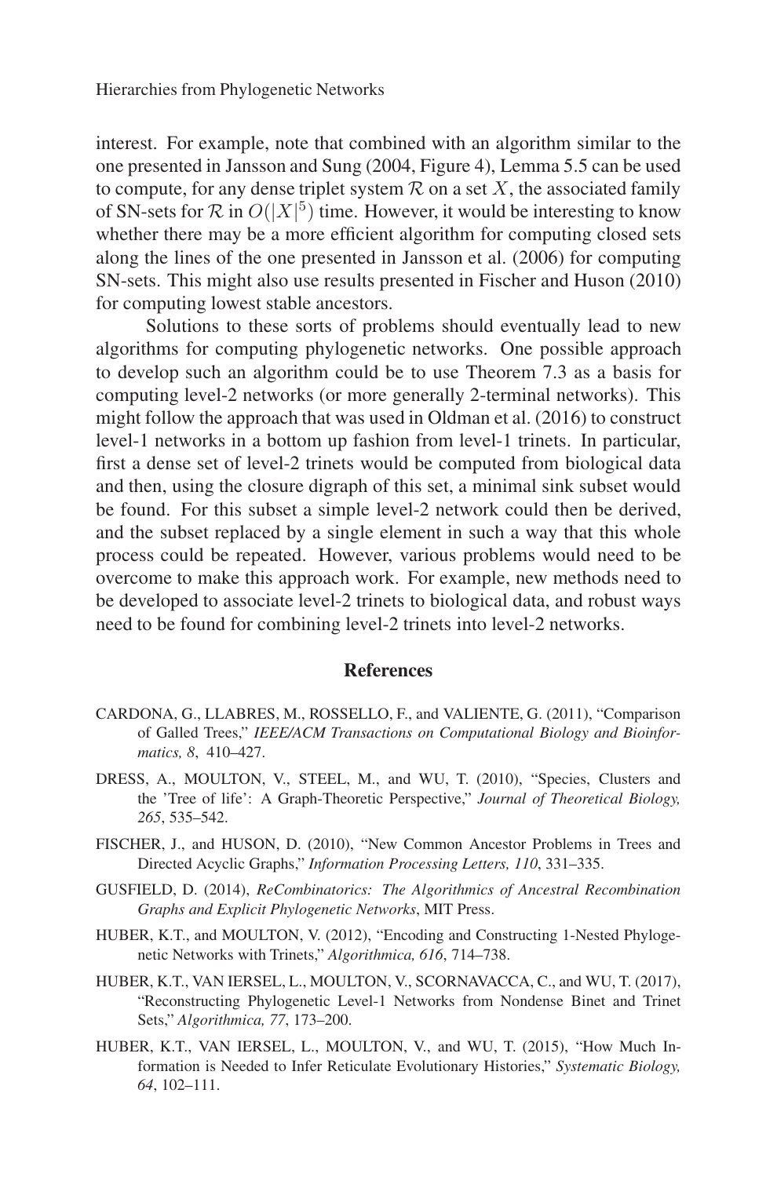interest. For example, note that combined with an algorithm similar to the one presented in Jansson and Sung (2004, Figure 4), Lemma 5.5 can be used to compute, for any dense triplet system $\mathcal{R}$ on a set $X$, the associated family of SN-sets for $\mathcal{R}$ in $O(|X|^5)$ time. However, it would be interesting to know whether there may be a more efficient algorithm for computing closed sets along the lines of the one presented in Jansson et al. (2006) for computing SN-sets. This might also use results presented in Fischer and Huson (2010) for computing lowest stable ancestors.

Solutions to these sorts of problems should eventually lead to new algorithms for computing phylogenetic networks. One possible approach to develop such an algorithm could be to use Theorem 7.3 as a basis for computing level-2 networks (or more generally 2-terminal networks). This might follow the approach that was used in Oldman et al. (2016) to construct level-1 networks in a bottom up fashion from level-1 trinets. In particular, first a dense set of level-2 trinets would be computed from biological data and then, using the closure digraph of this set, a minimal sink subset would be found. For this subset a simple level-2 network could then be derived, and the subset replaced by a single element in such a way that this whole process could be repeated. However, various problems would need to be overcome to make this approach work. For example, new methods need to be developed to associate level-2 trinets to biological data, and robust ways need to be found for combining level-2 trinets into level-2 networks.

## References

CARDONA, G., LLABRES, M., ROSSELLO, F., and VALIENTE, G. (2011), "Comparison of Galled Trees," *IEEE/ACM Transactions on Computational Biology and Bioinformatics, 8*, 410–427.

DRESS, A., MOULTON, V., STEEL, M., and WU, T. (2010), "Species, Clusters and the 'Tree of life': A Graph-Theoretic Perspective," *Journal of Theoretical Biology, 265*, 535–542.

FISCHER, J., and HUSON, D. (2010), "New Common Ancestor Problems in Trees and Directed Acyclic Graphs," *Information Processing Letters, 110*, 331–335.

GUSFIELD, D. (2014), *ReCombinatorics: The Algorithmics of Ancestral Recombination Graphs and Explicit Phylogenetic Networks*, MIT Press.

HUBER, K.T., and MOULTON, V. (2012), "Encoding and Constructing 1-Nested Phylogenetic Networks with Trinets," *Algorithmica, 616*, 714–738.

HUBER, K.T., VAN IERSEL, L., MOULTON, V., SCORNAVACCA, C., and WU, T. (2017), "Reconstructing Phylogenetic Level-1 Networks from Nondense Binet and Trinet Sets," *Algorithmica, 77*, 173–200.

HUBER, K.T., VAN IERSEL, L., MOULTON, V., and WU, T. (2015), "How Much Information is Needed to Infer Reticulate Evolutionary Histories," *Systematic Biology, 64*, 102–111.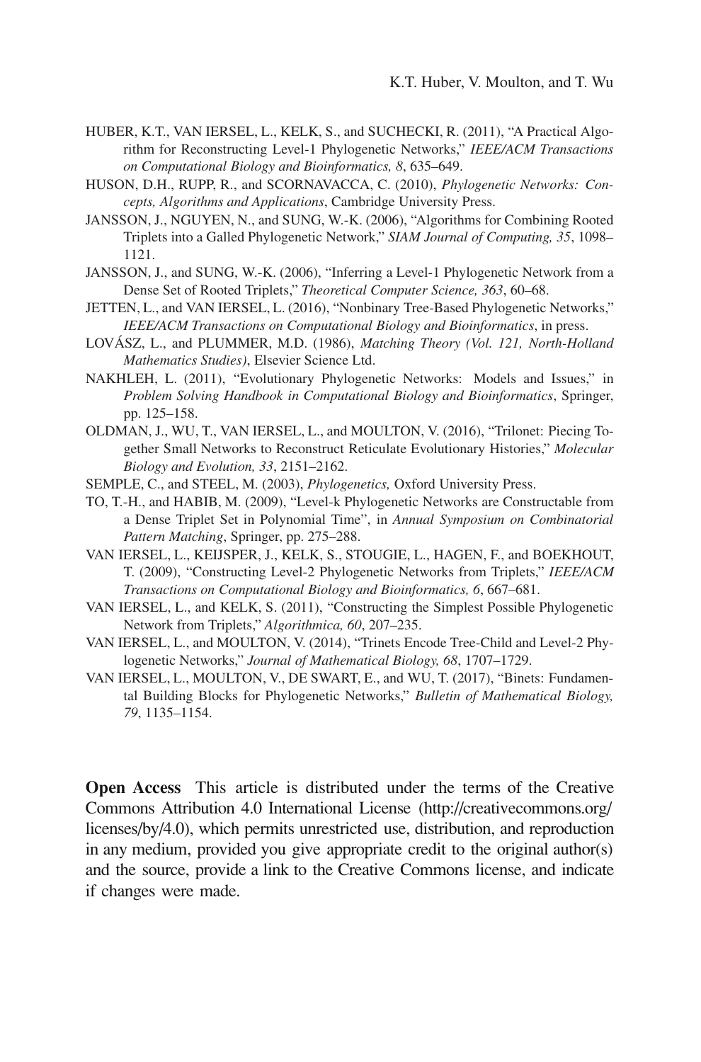HUBER, K.T., VAN IERSEL, L., KELK, S., and SUCHECKI, R. (2011), "A Practical Algorithm for Reconstructing Level-1 Phylogenetic Networks," *IEEE/ACM Transactions on Computational Biology and Bioinformatics, 8*, 635–649.

HUSON, D.H., RUPP, R., and SCORNAVACCA, C. (2010), *Phylogenetic Networks: Concepts, Algorithms and Applications*, Cambridge University Press.

JANSSON, J., NGUYEN, N., and SUNG, W.-K. (2006), "Algorithms for Combining Rooted Triplets into a Galled Phylogenetic Network," *SIAM Journal of Computing, 35*, 1098–1121.

JANSSON, J., and SUNG, W.-K. (2006), "Inferring a Level-1 Phylogenetic Network from a Dense Set of Rooted Triplets," *Theoretical Computer Science, 363*, 60–68.

JETTEN, L., and VAN IERSEL, L. (2016), "Nonbinary Tree-Based Phylogenetic Networks," *IEEE/ACM Transactions on Computational Biology and Bioinformatics*, in press.

LOVÁSZ, L., and PLUMMER, M.D. (1986), *Matching Theory (Vol. 121, North-Holland Mathematics Studies)*, Elsevier Science Ltd.

NAKHLEH, L. (2011), "Evolutionary Phylogenetic Networks: Models and Issues," in *Problem Solving Handbook in Computational Biology and Bioinformatics*, Springer, pp. 125–158.

OLDMAN, J., WU, T., VAN IERSEL, L., and MOULTON, V. (2016), "Trilonet: Piecing Together Small Networks to Reconstruct Reticulate Evolutionary Histories," *Molecular Biology and Evolution, 33*, 2151–2162.

SEMPLE, C., and STEEL, M. (2003), *Phylogenetics,* Oxford University Press.

TO, T.-H., and HABIB, M. (2009), "Level-k Phylogenetic Networks are Constructable from a Dense Triplet Set in Polynomial Time", in *Annual Symposium on Combinatorial Pattern Matching*, Springer, pp. 275–288.

VAN IERSEL, L., KEIJSPER, J., KELK, S., STOUGIE, L., HAGEN, F., and BOEKHOUT, T. (2009), "Constructing Level-2 Phylogenetic Networks from Triplets," *IEEE/ACM Transactions on Computational Biology and Bioinformatics, 6*, 667–681.

VAN IERSEL, L., and KELK, S. (2011), "Constructing the Simplest Possible Phylogenetic Network from Triplets," *Algorithmica, 60*, 207–235.

VAN IERSEL, L., and MOULTON, V. (2014), "Trinets Encode Tree-Child and Level-2 Phylogenetic Networks," *Journal of Mathematical Biology, 68*, 1707–1729.

VAN IERSEL, L., MOULTON, V., DE SWART, E., and WU, T. (2017), "Binets: Fundamental Building Blocks for Phylogenetic Networks," *Bulletin of Mathematical Biology, 79*, 1135–1154.

**Open Access** This article is distributed under the terms of the Creative Commons Attribution 4.0 International License (http://creativecommons.org/licenses/by/4.0), which permits unrestricted use, distribution, and reproduction in any medium, provided you give appropriate credit to the original author(s) and the source, provide a link to the Creative Commons license, and indicate if changes were made.